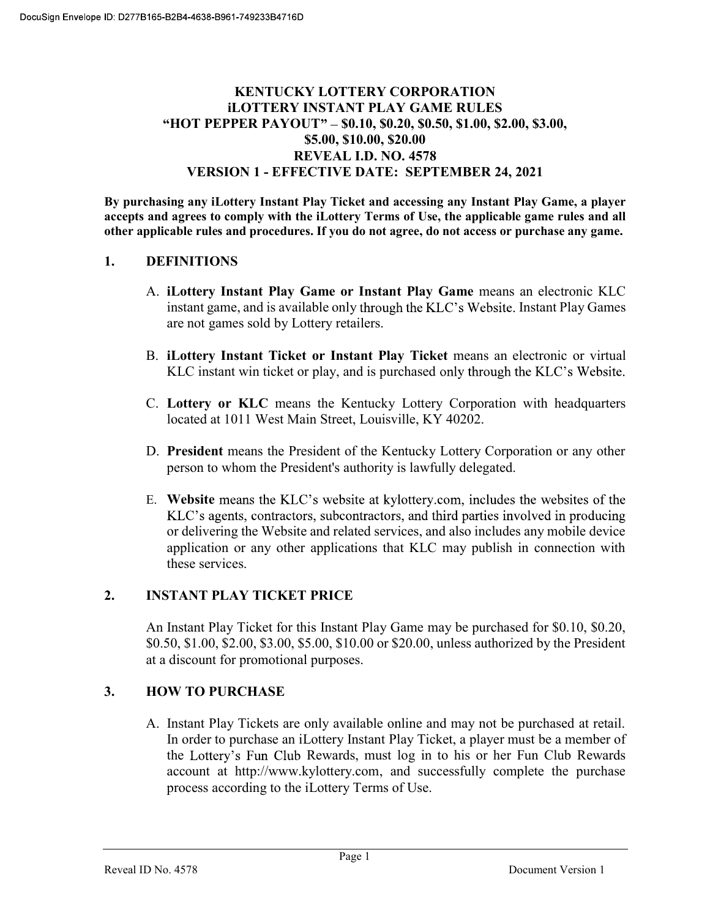# KENTUCKY LOTTERY CORPORATION
# iLOTTERY INSTANT PLAY GAME RULES
# "HOT PEPPER PAYOUT" – $0.10, $0.20, $0.50, $1.00, $2.00, $3.00, $5.00, $10.00, $20.00
# REVEAL I.D. NO. 4578
# VERSION 1 - EFFECTIVE DATE: SEPTEMBER 24, 2021

**By purchasing any iLottery Instant Play Ticket and accessing any Instant Play Game, a player accepts and agrees to comply with the iLottery Terms of Use, the applicable game rules and all other applicable rules and procedures. If you do not agree, do not access or purchase any game.**

## 1. DEFINITIONS

A. **iLottery Instant Play Game or Instant Play Game** means an electronic KLC instant game, and is available only through the KLC's Website. Instant Play Games are not games sold by Lottery retailers.

B. **iLottery Instant Ticket or Instant Play Ticket** means an electronic or virtual KLC instant win ticket or play, and is purchased only through the KLC's Website.

C. **Lottery or KLC** means the Kentucky Lottery Corporation with headquarters located at 1011 West Main Street, Louisville, KY 40202.

D. **President** means the President of the Kentucky Lottery Corporation or any other person to whom the President's authority is lawfully delegated.

E. **Website** means the KLC's website at kylottery.com, includes the websites of the KLC's agents, contractors, subcontractors, and third parties involved in producing or delivering the Website and related services, and also includes any mobile device application or any other applications that KLC may publish in connection with these services.

## 2. INSTANT PLAY TICKET PRICE

An Instant Play Ticket for this Instant Play Game may be purchased for $0.10, $0.20, $0.50, $1.00, $2.00, $3.00, $5.00, $10.00 or $20.00, unless authorized by the President at a discount for promotional purposes.

## 3. HOW TO PURCHASE

A. Instant Play Tickets are only available online and may not be purchased at retail. In order to purchase an iLottery Instant Play Ticket, a player must be a member of the Lottery's Fun Club Rewards, must log in to his or her Fun Club Rewards account at http://www.kylottery.com, and successfully complete the purchase process according to the iLottery Terms of Use.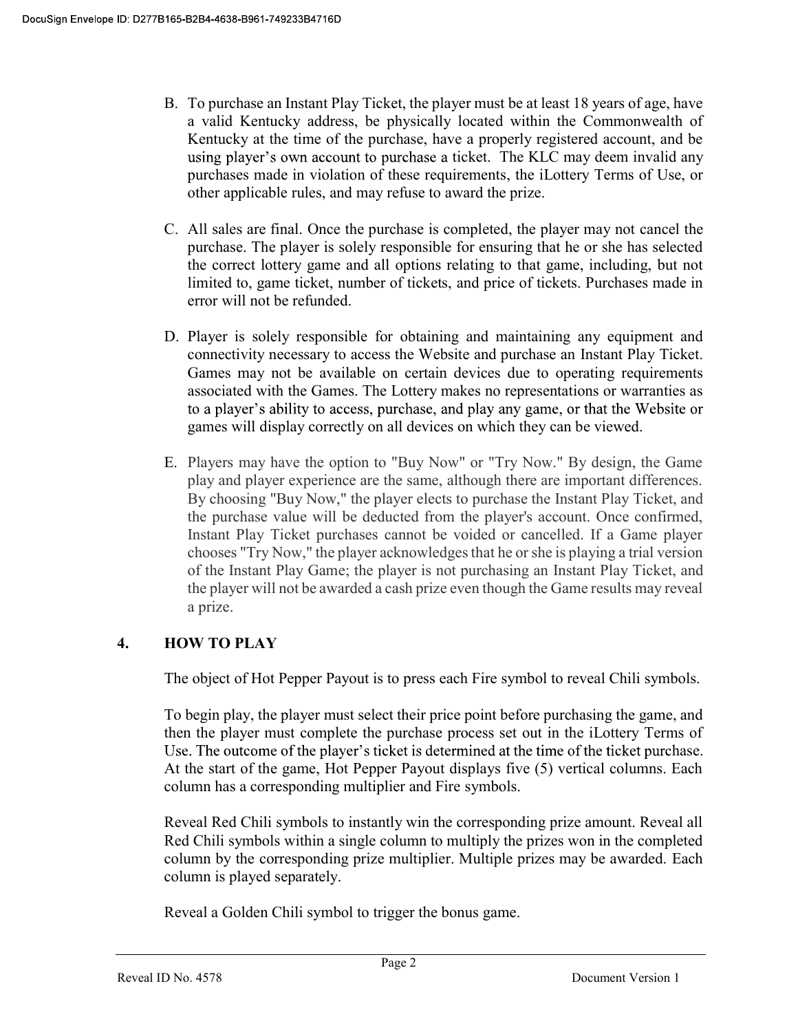B. To purchase an Instant Play Ticket, the player must be at least 18 years of age, have a valid Kentucky address, be physically located within the Commonwealth of Kentucky at the time of the purchase, have a properly registered account, and be using player's own account to purchase a ticket. The KLC may deem invalid any purchases made in violation of these requirements, the iLottery Terms of Use, or other applicable rules, and may refuse to award the prize.

C. All sales are final. Once the purchase is completed, the player may not cancel the purchase. The player is solely responsible for ensuring that he or she has selected the correct lottery game and all options relating to that game, including, but not limited to, game ticket, number of tickets, and price of tickets. Purchases made in error will not be refunded.

D. Player is solely responsible for obtaining and maintaining any equipment and connectivity necessary to access the Website and purchase an Instant Play Ticket. Games may not be available on certain devices due to operating requirements associated with the Games. The Lottery makes no representations or warranties as to a player's ability to access, purchase, and play any game, or that the Website or games will display correctly on all devices on which they can be viewed.

E. Players may have the option to "Buy Now" or "Try Now." By design, the Game play and player experience are the same, although there are important differences. By choosing "Buy Now," the player elects to purchase the Instant Play Ticket, and the purchase value will be deducted from the player's account. Once confirmed, Instant Play Ticket purchases cannot be voided or cancelled. If a Game player chooses "Try Now," the player acknowledges that he or she is playing a trial version of the Instant Play Game; the player is not purchasing an Instant Play Ticket, and the player will not be awarded a cash prize even though the Game results may reveal a prize.

## 4. HOW TO PLAY

The object of Hot Pepper Payout is to press each Fire symbol to reveal Chili symbols.

To begin play, the player must select their price point before purchasing the game, and then the player must complete the purchase process set out in the iLottery Terms of Use. The outcome of the player's ticket is determined at the time of the ticket purchase. At the start of the game, Hot Pepper Payout displays five (5) vertical columns. Each column has a corresponding multiplier and Fire symbols.

Reveal Red Chili symbols to instantly win the corresponding prize amount. Reveal all Red Chili symbols within a single column to multiply the prizes won in the completed column by the corresponding prize multiplier. Multiple prizes may be awarded. Each column is played separately.

Reveal a Golden Chili symbol to trigger the bonus game.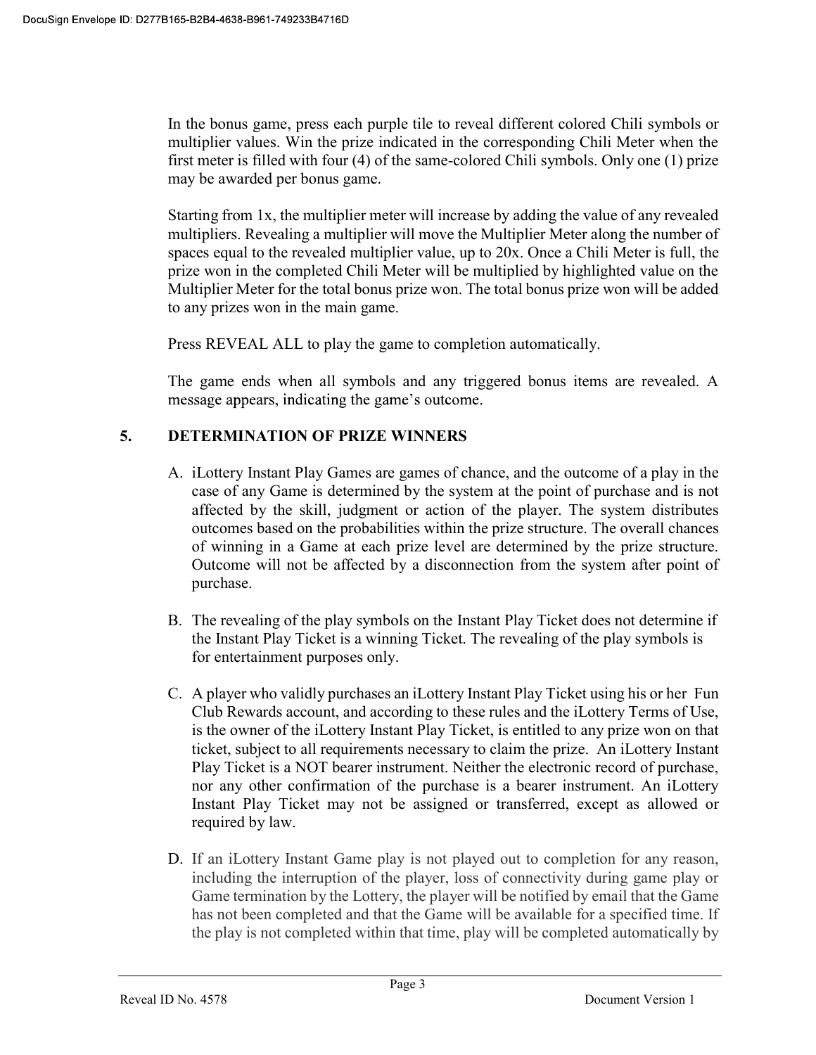In the bonus game, press each purple tile to reveal different colored Chili symbols or multiplier values. Win the prize indicated in the corresponding Chili Meter when the first meter is filled with four (4) of the same-colored Chili symbols. Only one (1) prize may be awarded per bonus game.

Starting from 1x, the multiplier meter will increase by adding the value of any revealed multipliers. Revealing a multiplier will move the Multiplier Meter along the number of spaces equal to the revealed multiplier value, up to 20x. Once a Chili Meter is full, the prize won in the completed Chili Meter will be multiplied by highlighted value on the Multiplier Meter for the total bonus prize won. The total bonus prize won will be added to any prizes won in the main game.

Press REVEAL ALL to play the game to completion automatically.

The game ends when all symbols and any triggered bonus items are revealed. A message appears, indicating the game's outcome.

## 5. DETERMINATION OF PRIZE WINNERS

A. iLottery Instant Play Games are games of chance, and the outcome of a play in the case of any Game is determined by the system at the point of purchase and is not affected by the skill, judgment or action of the player. The system distributes outcomes based on the probabilities within the prize structure. The overall chances of winning in a Game at each prize level are determined by the prize structure. Outcome will not be affected by a disconnection from the system after point of purchase.

B. The revealing of the play symbols on the Instant Play Ticket does not determine if the Instant Play Ticket is a winning Ticket. The revealing of the play symbols is for entertainment purposes only.

C. A player who validly purchases an iLottery Instant Play Ticket using his or her Fun Club Rewards account, and according to these rules and the iLottery Terms of Use, is the owner of the iLottery Instant Play Ticket, is entitled to any prize won on that ticket, subject to all requirements necessary to claim the prize. An iLottery Instant Play Ticket is a NOT bearer instrument. Neither the electronic record of purchase, nor any other confirmation of the purchase is a bearer instrument. An iLottery Instant Play Ticket may not be assigned or transferred, except as allowed or required by law.

D. If an iLottery Instant Game play is not played out to completion for any reason, including the interruption of the player, loss of connectivity during game play or Game termination by the Lottery, the player will be notified by email that the Game has not been completed and that the Game will be available for a specified time. If the play is not completed within that time, play will be completed automatically by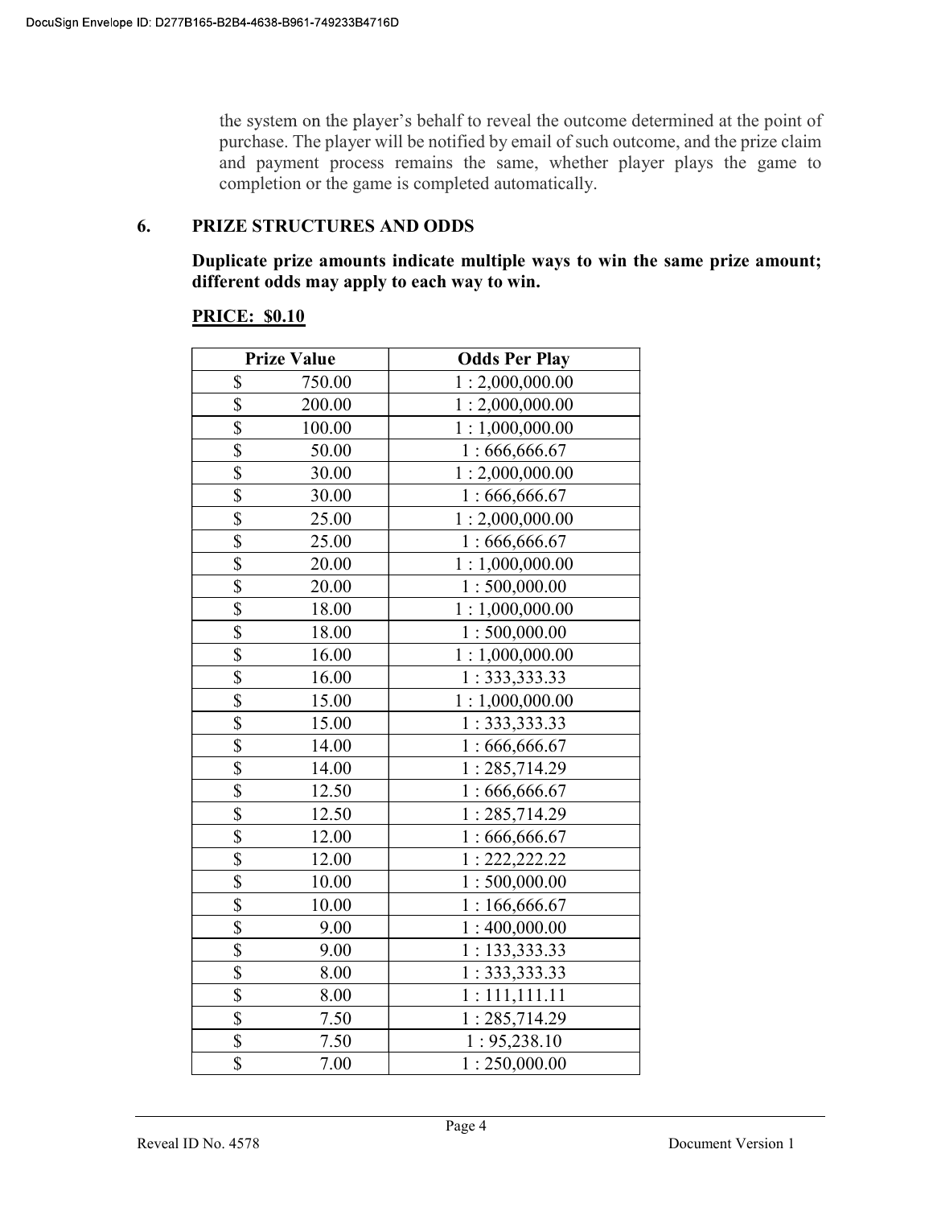the system on the player's behalf to reveal the outcome determined at the point of purchase. The player will be notified by email of such outcome, and the prize claim and payment process remains the same, whether player plays the game to completion or the game is completed automatically.

## 6. PRIZE STRUCTURES AND ODDS

**Duplicate prize amounts indicate multiple ways to win the same prize amount; different odds may apply to each way to win.**

**PRICE: $0.10**

| Prize Value | Odds Per Play |
|---|---|
| $ 750.00 | 1 : 2,000,000.00 |
| $ 200.00 | 1 : 2,000,000.00 |
| $ 100.00 | 1 : 1,000,000.00 |
| $ 50.00 | 1 : 666,666.67 |
| $ 30.00 | 1 : 2,000,000.00 |
| $ 30.00 | 1 : 666,666.67 |
| $ 25.00 | 1 : 2,000,000.00 |
| $ 25.00 | 1 : 666,666.67 |
| $ 20.00 | 1 : 1,000,000.00 |
| $ 20.00 | 1 : 500,000.00 |
| $ 18.00 | 1 : 1,000,000.00 |
| $ 18.00 | 1 : 500,000.00 |
| $ 16.00 | 1 : 1,000,000.00 |
| $ 16.00 | 1 : 333,333.33 |
| $ 15.00 | 1 : 1,000,000.00 |
| $ 15.00 | 1 : 333,333.33 |
| $ 14.00 | 1 : 666,666.67 |
| $ 14.00 | 1 : 285,714.29 |
| $ 12.50 | 1 : 666,666.67 |
| $ 12.50 | 1 : 285,714.29 |
| $ 12.00 | 1 : 666,666.67 |
| $ 12.00 | 1 : 222,222.22 |
| $ 10.00 | 1 : 500,000.00 |
| $ 10.00 | 1 : 166,666.67 |
| $ 9.00 | 1 : 400,000.00 |
| $ 9.00 | 1 : 133,333.33 |
| $ 8.00 | 1 : 333,333.33 |
| $ 8.00 | 1 : 111,111.11 |
| $ 7.50 | 1 : 285,714.29 |
| $ 7.50 | 1 : 95,238.10 |
| $ 7.00 | 1 : 250,000.00 |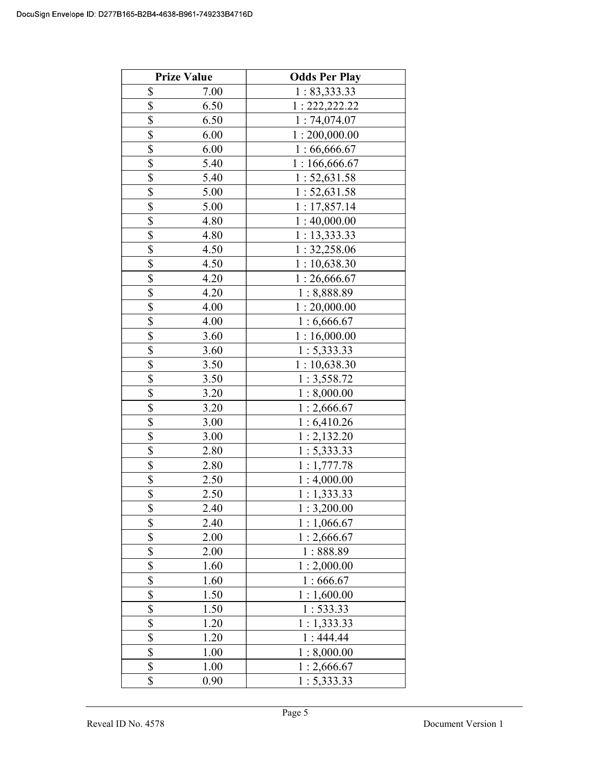| Prize Value | Odds Per Play |
|---|---|
| $ 7.00 | 1 : 83,333.33 |
| $ 6.50 | 1 : 222,222.22 |
| $ 6.50 | 1 : 74,074.07 |
| $ 6.00 | 1 : 200,000.00 |
| $ 6.00 | 1 : 66,666.67 |
| $ 5.40 | 1 : 166,666.67 |
| $ 5.40 | 1 : 52,631.58 |
| $ 5.00 | 1 : 52,631.58 |
| $ 5.00 | 1 : 17,857.14 |
| $ 4.80 | 1 : 40,000.00 |
| $ 4.80 | 1 : 13,333.33 |
| $ 4.50 | 1 : 32,258.06 |
| $ 4.50 | 1 : 10,638.30 |
| $ 4.20 | 1 : 26,666.67 |
| $ 4.20 | 1 : 8,888.89 |
| $ 4.00 | 1 : 20,000.00 |
| $ 4.00 | 1 : 6,666.67 |
| $ 3.60 | 1 : 16,000.00 |
| $ 3.60 | 1 : 5,333.33 |
| $ 3.50 | 1 : 10,638.30 |
| $ 3.50 | 1 : 3,558.72 |
| $ 3.20 | 1 : 8,000.00 |
| $ 3.20 | 1 : 2,666.67 |
| $ 3.00 | 1 : 6,410.26 |
| $ 3.00 | 1 : 2,132.20 |
| $ 2.80 | 1 : 5,333.33 |
| $ 2.80 | 1 : 1,777.78 |
| $ 2.50 | 1 : 4,000.00 |
| $ 2.50 | 1 : 1,333.33 |
| $ 2.40 | 1 : 3,200.00 |
| $ 2.40 | 1 : 1,066.67 |
| $ 2.00 | 1 : 2,666.67 |
| $ 2.00 | 1 : 888.89 |
| $ 1.60 | 1 : 2,000.00 |
| $ 1.60 | 1 : 666.67 |
| $ 1.50 | 1 : 1,600.00 |
| $ 1.50 | 1 : 533.33 |
| $ 1.20 | 1 : 1,333.33 |
| $ 1.20 | 1 : 444.44 |
| $ 1.00 | 1 : 8,000.00 |
| $ 1.00 | 1 : 2,666.67 |
| $ 0.90 | 1 : 5,333.33 |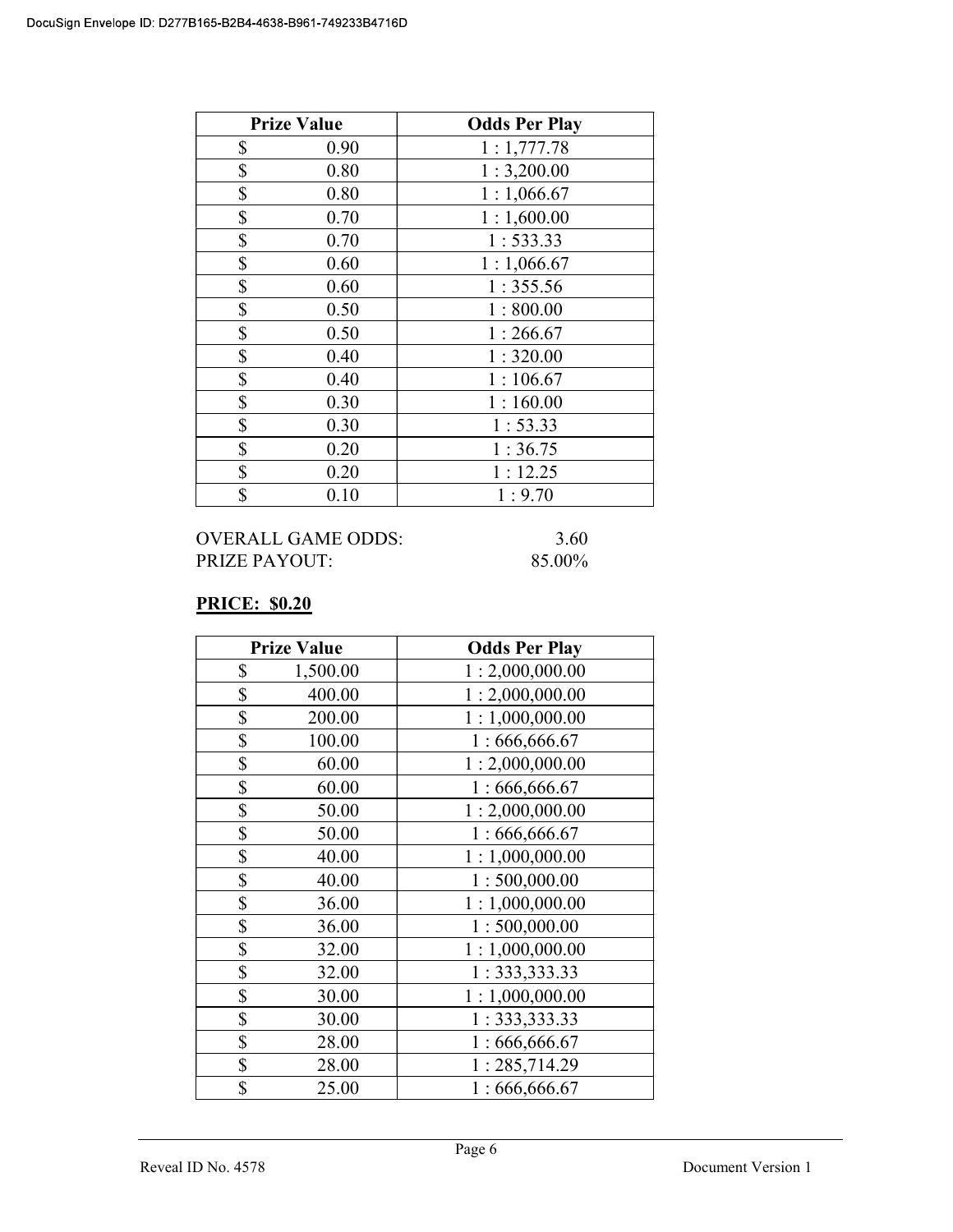| Prize Value | Odds Per Play |
|---|---|
| $ 0.90 | 1 : 1,777.78 |
| $ 0.80 | 1 : 3,200.00 |
| $ 0.80 | 1 : 1,066.67 |
| $ 0.70 | 1 : 1,600.00 |
| $ 0.70 | 1 : 533.33 |
| $ 0.60 | 1 : 1,066.67 |
| $ 0.60 | 1 : 355.56 |
| $ 0.50 | 1 : 800.00 |
| $ 0.50 | 1 : 266.67 |
| $ 0.40 | 1 : 320.00 |
| $ 0.40 | 1 : 106.67 |
| $ 0.30 | 1 : 160.00 |
| $ 0.30 | 1 : 53.33 |
| $ 0.20 | 1 : 36.75 |
| $ 0.20 | 1 : 12.25 |
| $ 0.10 | 1 : 9.70 |

OVERALL GAME ODDS: 3.60
PRIZE PAYOUT: 85.00%

**PRICE: $0.20**

| Prize Value | Odds Per Play |
|---|---|
| $ 1,500.00 | 1 : 2,000,000.00 |
| $ 400.00 | 1 : 2,000,000.00 |
| $ 200.00 | 1 : 1,000,000.00 |
| $ 100.00 | 1 : 666,666.67 |
| $ 60.00 | 1 : 2,000,000.00 |
| $ 60.00 | 1 : 666,666.67 |
| $ 50.00 | 1 : 2,000,000.00 |
| $ 50.00 | 1 : 666,666.67 |
| $ 40.00 | 1 : 1,000,000.00 |
| $ 40.00 | 1 : 500,000.00 |
| $ 36.00 | 1 : 1,000,000.00 |
| $ 36.00 | 1 : 500,000.00 |
| $ 32.00 | 1 : 1,000,000.00 |
| $ 32.00 | 1 : 333,333.33 |
| $ 30.00 | 1 : 1,000,000.00 |
| $ 30.00 | 1 : 333,333.33 |
| $ 28.00 | 1 : 666,666.67 |
| $ 28.00 | 1 : 285,714.29 |
| $ 25.00 | 1 : 666,666.67 |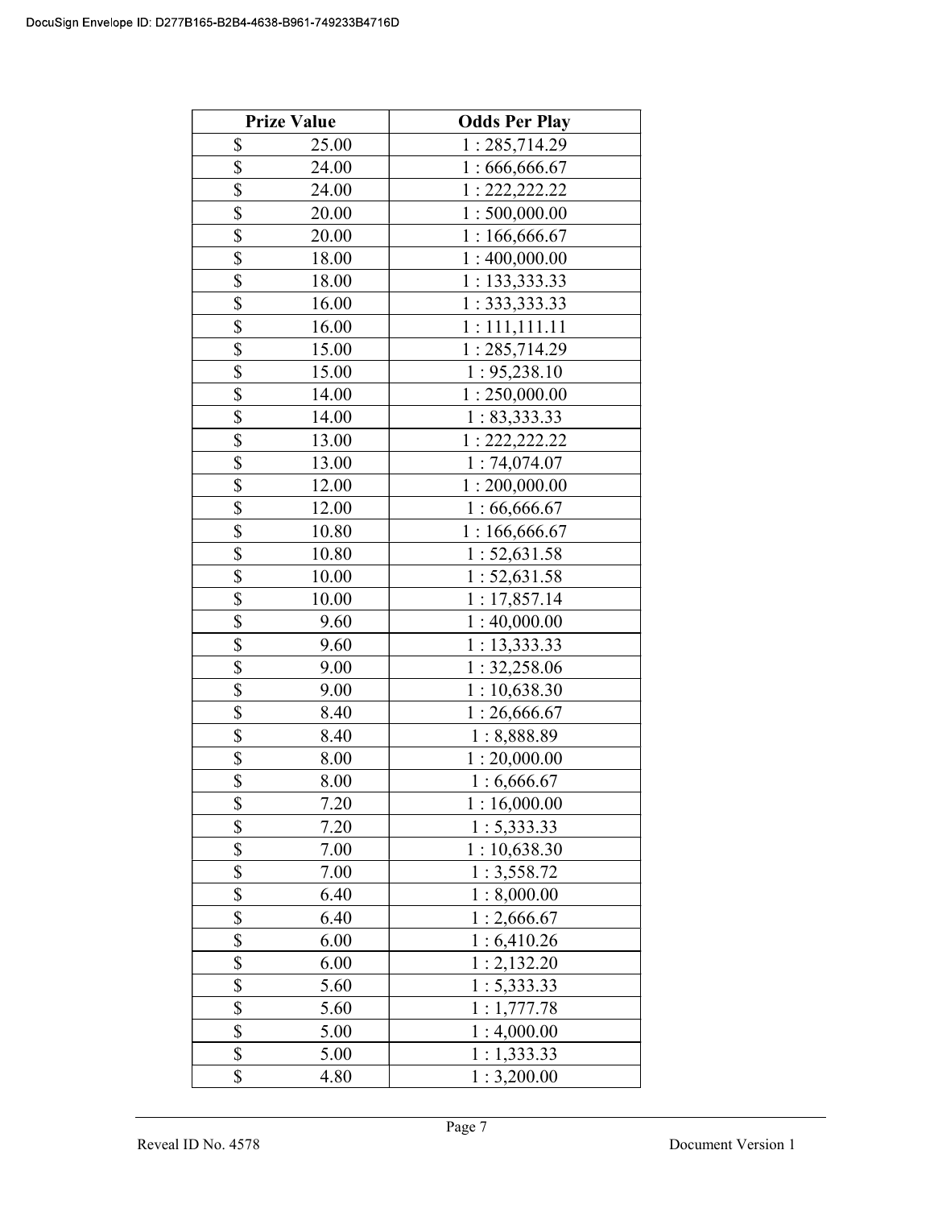| Prize Value | Odds Per Play |
|---|---|
| $ 25.00 | 1 : 285,714.29 |
| $ 24.00 | 1 : 666,666.67 |
| $ 24.00 | 1 : 222,222.22 |
| $ 20.00 | 1 : 500,000.00 |
| $ 20.00 | 1 : 166,666.67 |
| $ 18.00 | 1 : 400,000.00 |
| $ 18.00 | 1 : 133,333.33 |
| $ 16.00 | 1 : 333,333.33 |
| $ 16.00 | 1 : 111,111.11 |
| $ 15.00 | 1 : 285,714.29 |
| $ 15.00 | 1 : 95,238.10 |
| $ 14.00 | 1 : 250,000.00 |
| $ 14.00 | 1 : 83,333.33 |
| $ 13.00 | 1 : 222,222.22 |
| $ 13.00 | 1 : 74,074.07 |
| $ 12.00 | 1 : 200,000.00 |
| $ 12.00 | 1 : 66,666.67 |
| $ 10.80 | 1 : 166,666.67 |
| $ 10.80 | 1 : 52,631.58 |
| $ 10.00 | 1 : 52,631.58 |
| $ 10.00 | 1 : 17,857.14 |
| $ 9.60 | 1 : 40,000.00 |
| $ 9.60 | 1 : 13,333.33 |
| $ 9.00 | 1 : 32,258.06 |
| $ 9.00 | 1 : 10,638.30 |
| $ 8.40 | 1 : 26,666.67 |
| $ 8.40 | 1 : 8,888.89 |
| $ 8.00 | 1 : 20,000.00 |
| $ 8.00 | 1 : 6,666.67 |
| $ 7.20 | 1 : 16,000.00 |
| $ 7.20 | 1 : 5,333.33 |
| $ 7.00 | 1 : 10,638.30 |
| $ 7.00 | 1 : 3,558.72 |
| $ 6.40 | 1 : 8,000.00 |
| $ 6.40 | 1 : 2,666.67 |
| $ 6.00 | 1 : 6,410.26 |
| $ 6.00 | 1 : 2,132.20 |
| $ 5.60 | 1 : 5,333.33 |
| $ 5.60 | 1 : 1,777.78 |
| $ 5.00 | 1 : 4,000.00 |
| $ 5.00 | 1 : 1,333.33 |
| $ 4.80 | 1 : 3,200.00 |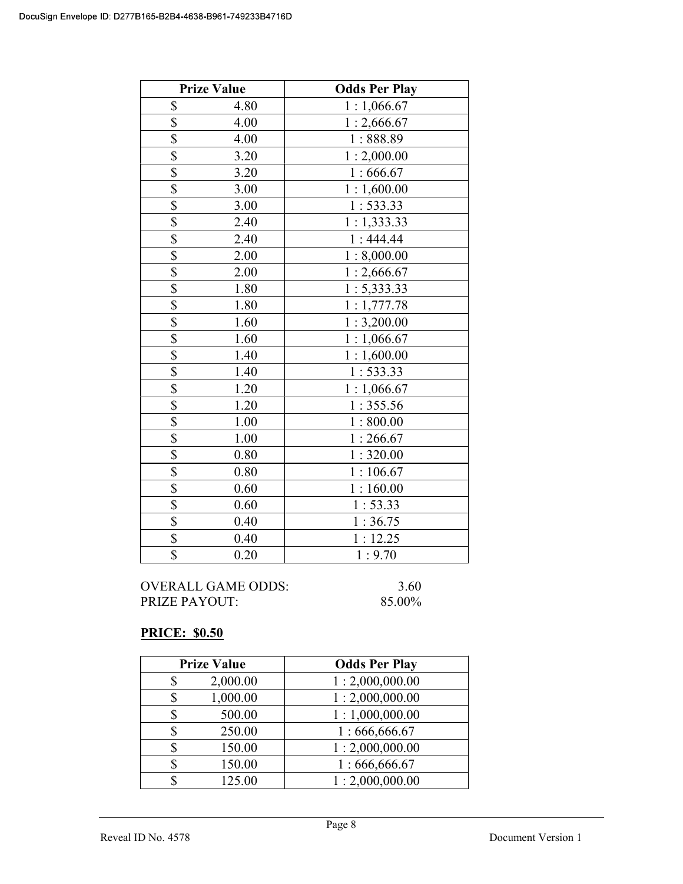| Prize Value | Odds Per Play |
|---|---|
| $ 4.80 | 1 : 1,066.67 |
| $ 4.00 | 1 : 2,666.67 |
| $ 4.00 | 1 : 888.89 |
| $ 3.20 | 1 : 2,000.00 |
| $ 3.20 | 1 : 666.67 |
| $ 3.00 | 1 : 1,600.00 |
| $ 3.00 | 1 : 533.33 |
| $ 2.40 | 1 : 1,333.33 |
| $ 2.40 | 1 : 444.44 |
| $ 2.00 | 1 : 8,000.00 |
| $ 2.00 | 1 : 2,666.67 |
| $ 1.80 | 1 : 5,333.33 |
| $ 1.80 | 1 : 1,777.78 |
| $ 1.60 | 1 : 3,200.00 |
| $ 1.60 | 1 : 1,066.67 |
| $ 1.40 | 1 : 1,600.00 |
| $ 1.40 | 1 : 533.33 |
| $ 1.20 | 1 : 1,066.67 |
| $ 1.20 | 1 : 355.56 |
| $ 1.00 | 1 : 800.00 |
| $ 1.00 | 1 : 266.67 |
| $ 0.80 | 1 : 320.00 |
| $ 0.80 | 1 : 106.67 |
| $ 0.60 | 1 : 160.00 |
| $ 0.60 | 1 : 53.33 |
| $ 0.40 | 1 : 36.75 |
| $ 0.40 | 1 : 12.25 |
| $ 0.20 | 1 : 9.70 |

OVERALL GAME ODDS: 3.60
PRIZE PAYOUT: 85.00%

**PRICE: $0.50**

| Prize Value | Odds Per Play |
|---|---|
| $ 2,000.00 | 1 : 2,000,000.00 |
| $ 1,000.00 | 1 : 2,000,000.00 |
| $ 500.00 | 1 : 1,000,000.00 |
| $ 250.00 | 1 : 666,666.67 |
| $ 150.00 | 1 : 2,000,000.00 |
| $ 150.00 | 1 : 666,666.67 |
| $ 125.00 | 1 : 2,000,000.00 |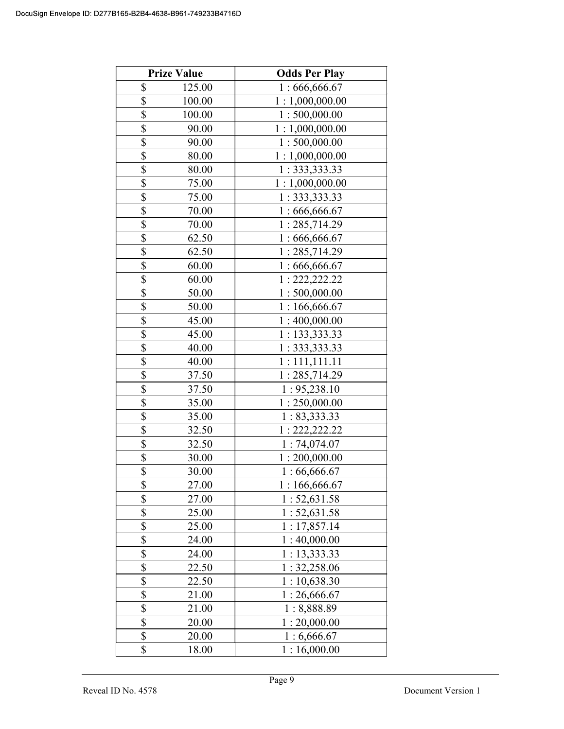| Prize Value | Odds Per Play |
|---|---|
| $ 125.00 | 1 : 666,666.67 |
| $ 100.00 | 1 : 1,000,000.00 |
| $ 100.00 | 1 : 500,000.00 |
| $ 90.00 | 1 : 1,000,000.00 |
| $ 90.00 | 1 : 500,000.00 |
| $ 80.00 | 1 : 1,000,000.00 |
| $ 80.00 | 1 : 333,333.33 |
| $ 75.00 | 1 : 1,000,000.00 |
| $ 75.00 | 1 : 333,333.33 |
| $ 70.00 | 1 : 666,666.67 |
| $ 70.00 | 1 : 285,714.29 |
| $ 62.50 | 1 : 666,666.67 |
| $ 62.50 | 1 : 285,714.29 |
| $ 60.00 | 1 : 666,666.67 |
| $ 60.00 | 1 : 222,222.22 |
| $ 50.00 | 1 : 500,000.00 |
| $ 50.00 | 1 : 166,666.67 |
| $ 45.00 | 1 : 400,000.00 |
| $ 45.00 | 1 : 133,333.33 |
| $ 40.00 | 1 : 333,333.33 |
| $ 40.00 | 1 : 111,111.11 |
| $ 37.50 | 1 : 285,714.29 |
| $ 37.50 | 1 : 95,238.10 |
| $ 35.00 | 1 : 250,000.00 |
| $ 35.00 | 1 : 83,333.33 |
| $ 32.50 | 1 : 222,222.22 |
| $ 32.50 | 1 : 74,074.07 |
| $ 30.00 | 1 : 200,000.00 |
| $ 30.00 | 1 : 66,666.67 |
| $ 27.00 | 1 : 166,666.67 |
| $ 27.00 | 1 : 52,631.58 |
| $ 25.00 | 1 : 52,631.58 |
| $ 25.00 | 1 : 17,857.14 |
| $ 24.00 | 1 : 40,000.00 |
| $ 24.00 | 1 : 13,333.33 |
| $ 22.50 | 1 : 32,258.06 |
| $ 22.50 | 1 : 10,638.30 |
| $ 21.00 | 1 : 26,666.67 |
| $ 21.00 | 1 : 8,888.89 |
| $ 20.00 | 1 : 20,000.00 |
| $ 20.00 | 1 : 6,666.67 |
| $ 18.00 | 1 : 16,000.00 |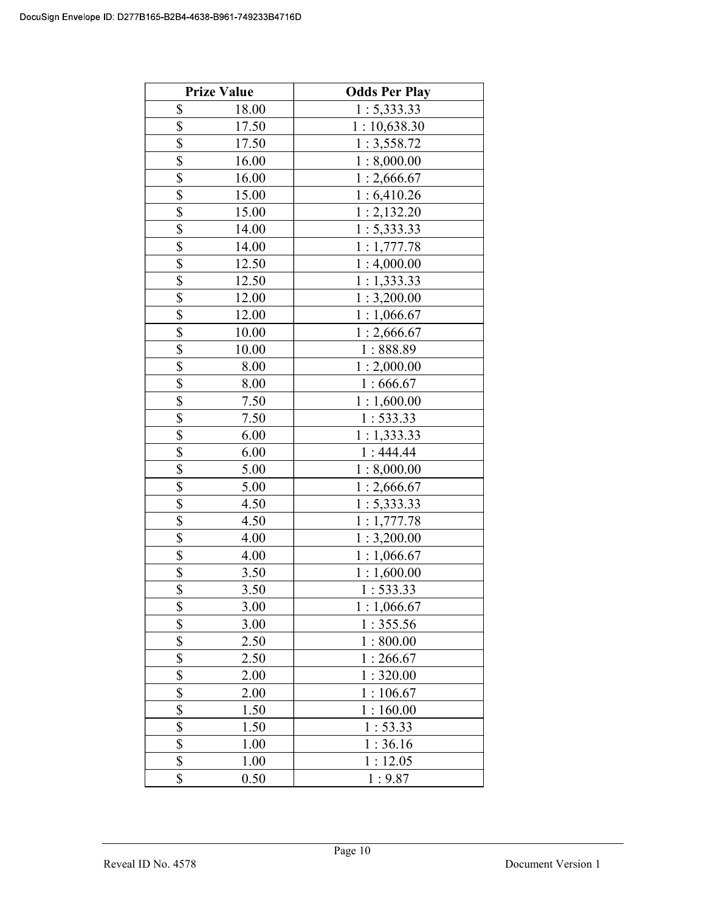| Prize Value | Odds Per Play |
|---|---|
| $ 18.00 | 1 : 5,333.33 |
| $ 17.50 | 1 : 10,638.30 |
| $ 17.50 | 1 : 3,558.72 |
| $ 16.00 | 1 : 8,000.00 |
| $ 16.00 | 1 : 2,666.67 |
| $ 15.00 | 1 : 6,410.26 |
| $ 15.00 | 1 : 2,132.20 |
| $ 14.00 | 1 : 5,333.33 |
| $ 14.00 | 1 : 1,777.78 |
| $ 12.50 | 1 : 4,000.00 |
| $ 12.50 | 1 : 1,333.33 |
| $ 12.00 | 1 : 3,200.00 |
| $ 12.00 | 1 : 1,066.67 |
| $ 10.00 | 1 : 2,666.67 |
| $ 10.00 | 1 : 888.89 |
| $ 8.00 | 1 : 2,000.00 |
| $ 8.00 | 1 : 666.67 |
| $ 7.50 | 1 : 1,600.00 |
| $ 7.50 | 1 : 533.33 |
| $ 6.00 | 1 : 1,333.33 |
| $ 6.00 | 1 : 444.44 |
| $ 5.00 | 1 : 8,000.00 |
| $ 5.00 | 1 : 2,666.67 |
| $ 4.50 | 1 : 5,333.33 |
| $ 4.50 | 1 : 1,777.78 |
| $ 4.00 | 1 : 3,200.00 |
| $ 4.00 | 1 : 1,066.67 |
| $ 3.50 | 1 : 1,600.00 |
| $ 3.50 | 1 : 533.33 |
| $ 3.00 | 1 : 1,066.67 |
| $ 3.00 | 1 : 355.56 |
| $ 2.50 | 1 : 800.00 |
| $ 2.50 | 1 : 266.67 |
| $ 2.00 | 1 : 320.00 |
| $ 2.00 | 1 : 106.67 |
| $ 1.50 | 1 : 160.00 |
| $ 1.50 | 1 : 53.33 |
| $ 1.00 | 1 : 36.16 |
| $ 1.00 | 1 : 12.05 |
| $ 0.50 | 1 : 9.87 |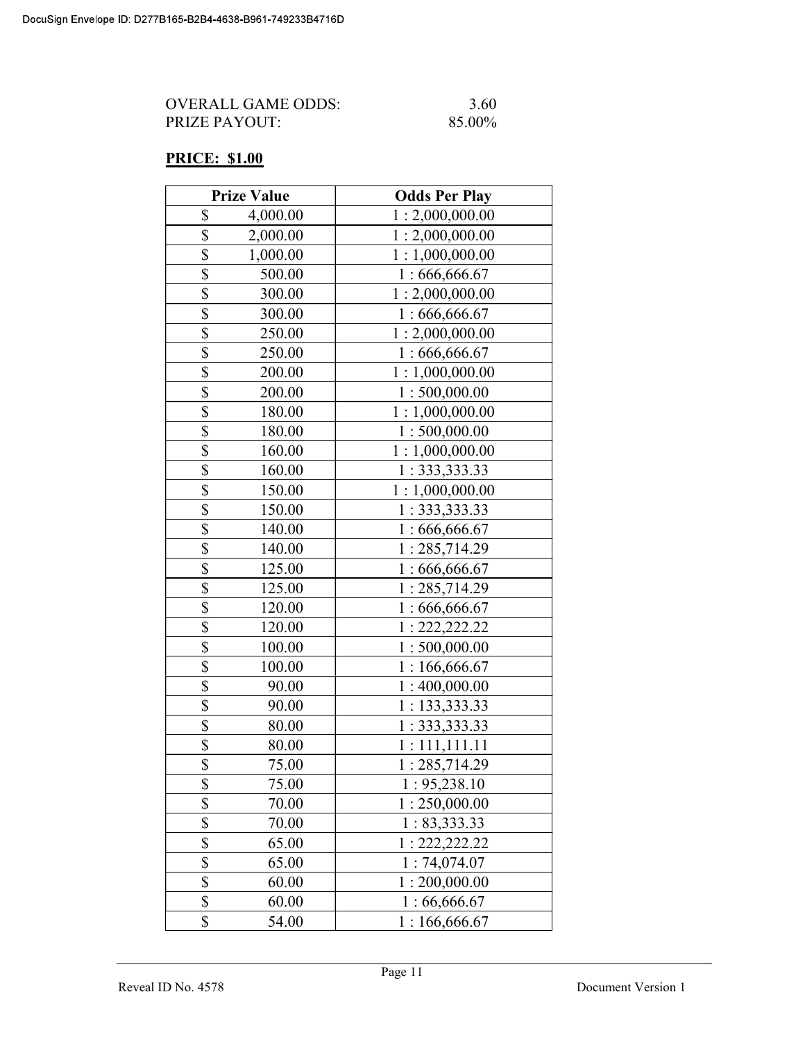OVERALL GAME ODDS: 3.60
PRIZE PAYOUT: 85.00%

**PRICE: $1.00**

| Prize Value | Odds Per Play |
|---|---|
| $ 4,000.00 | 1 : 2,000,000.00 |
| $ 2,000.00 | 1 : 2,000,000.00 |
| $ 1,000.00 | 1 : 1,000,000.00 |
| $ 500.00 | 1 : 666,666.67 |
| $ 300.00 | 1 : 2,000,000.00 |
| $ 300.00 | 1 : 666,666.67 |
| $ 250.00 | 1 : 2,000,000.00 |
| $ 250.00 | 1 : 666,666.67 |
| $ 200.00 | 1 : 1,000,000.00 |
| $ 200.00 | 1 : 500,000.00 |
| $ 180.00 | 1 : 1,000,000.00 |
| $ 180.00 | 1 : 500,000.00 |
| $ 160.00 | 1 : 1,000,000.00 |
| $ 160.00 | 1 : 333,333.33 |
| $ 150.00 | 1 : 1,000,000.00 |
| $ 150.00 | 1 : 333,333.33 |
| $ 140.00 | 1 : 666,666.67 |
| $ 140.00 | 1 : 285,714.29 |
| $ 125.00 | 1 : 666,666.67 |
| $ 125.00 | 1 : 285,714.29 |
| $ 120.00 | 1 : 666,666.67 |
| $ 120.00 | 1 : 222,222.22 |
| $ 100.00 | 1 : 500,000.00 |
| $ 100.00 | 1 : 166,666.67 |
| $ 90.00 | 1 : 400,000.00 |
| $ 90.00 | 1 : 133,333.33 |
| $ 80.00 | 1 : 333,333.33 |
| $ 80.00 | 1 : 111,111.11 |
| $ 75.00 | 1 : 285,714.29 |
| $ 75.00 | 1 : 95,238.10 |
| $ 70.00 | 1 : 250,000.00 |
| $ 70.00 | 1 : 83,333.33 |
| $ 65.00 | 1 : 222,222.22 |
| $ 65.00 | 1 : 74,074.07 |
| $ 60.00 | 1 : 200,000.00 |
| $ 60.00 | 1 : 66,666.67 |
| $ 54.00 | 1 : 166,666.67 |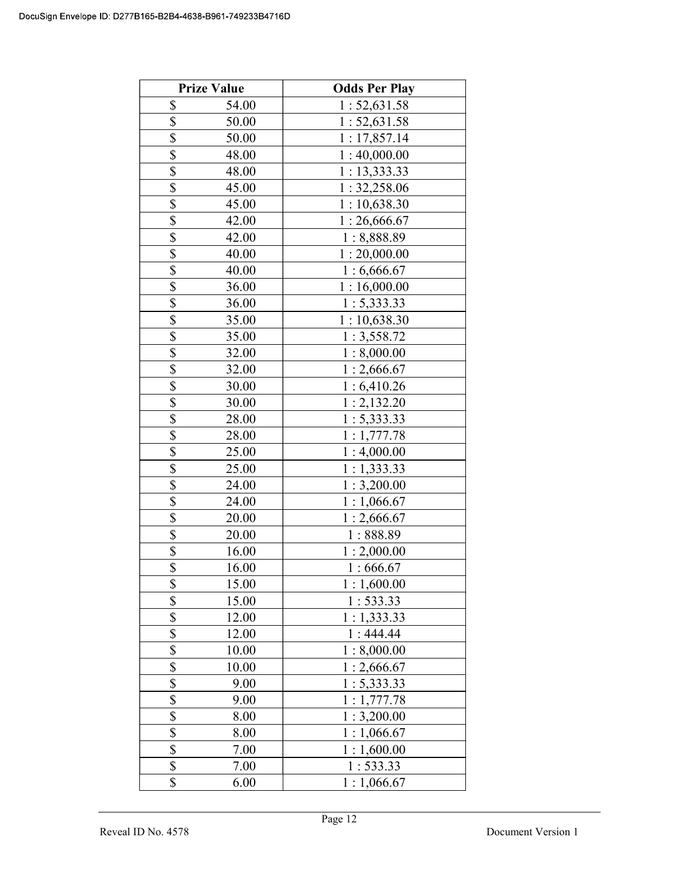| Prize Value | Odds Per Play |
|---|---|
| $ 54.00 | 1 : 52,631.58 |
| $ 50.00 | 1 : 52,631.58 |
| $ 50.00 | 1 : 17,857.14 |
| $ 48.00 | 1 : 40,000.00 |
| $ 48.00 | 1 : 13,333.33 |
| $ 45.00 | 1 : 32,258.06 |
| $ 45.00 | 1 : 10,638.30 |
| $ 42.00 | 1 : 26,666.67 |
| $ 42.00 | 1 : 8,888.89 |
| $ 40.00 | 1 : 20,000.00 |
| $ 40.00 | 1 : 6,666.67 |
| $ 36.00 | 1 : 16,000.00 |
| $ 36.00 | 1 : 5,333.33 |
| $ 35.00 | 1 : 10,638.30 |
| $ 35.00 | 1 : 3,558.72 |
| $ 32.00 | 1 : 8,000.00 |
| $ 32.00 | 1 : 2,666.67 |
| $ 30.00 | 1 : 6,410.26 |
| $ 30.00 | 1 : 2,132.20 |
| $ 28.00 | 1 : 5,333.33 |
| $ 28.00 | 1 : 1,777.78 |
| $ 25.00 | 1 : 4,000.00 |
| $ 25.00 | 1 : 1,333.33 |
| $ 24.00 | 1 : 3,200.00 |
| $ 24.00 | 1 : 1,066.67 |
| $ 20.00 | 1 : 2,666.67 |
| $ 20.00 | 1 : 888.89 |
| $ 16.00 | 1 : 2,000.00 |
| $ 16.00 | 1 : 666.67 |
| $ 15.00 | 1 : 1,600.00 |
| $ 15.00 | 1 : 533.33 |
| $ 12.00 | 1 : 1,333.33 |
| $ 12.00 | 1 : 444.44 |
| $ 10.00 | 1 : 8,000.00 |
| $ 10.00 | 1 : 2,666.67 |
| $ 9.00 | 1 : 5,333.33 |
| $ 9.00 | 1 : 1,777.78 |
| $ 8.00 | 1 : 3,200.00 |
| $ 8.00 | 1 : 1,066.67 |
| $ 7.00 | 1 : 1,600.00 |
| $ 7.00 | 1 : 533.33 |
| $ 6.00 | 1 : 1,066.67 |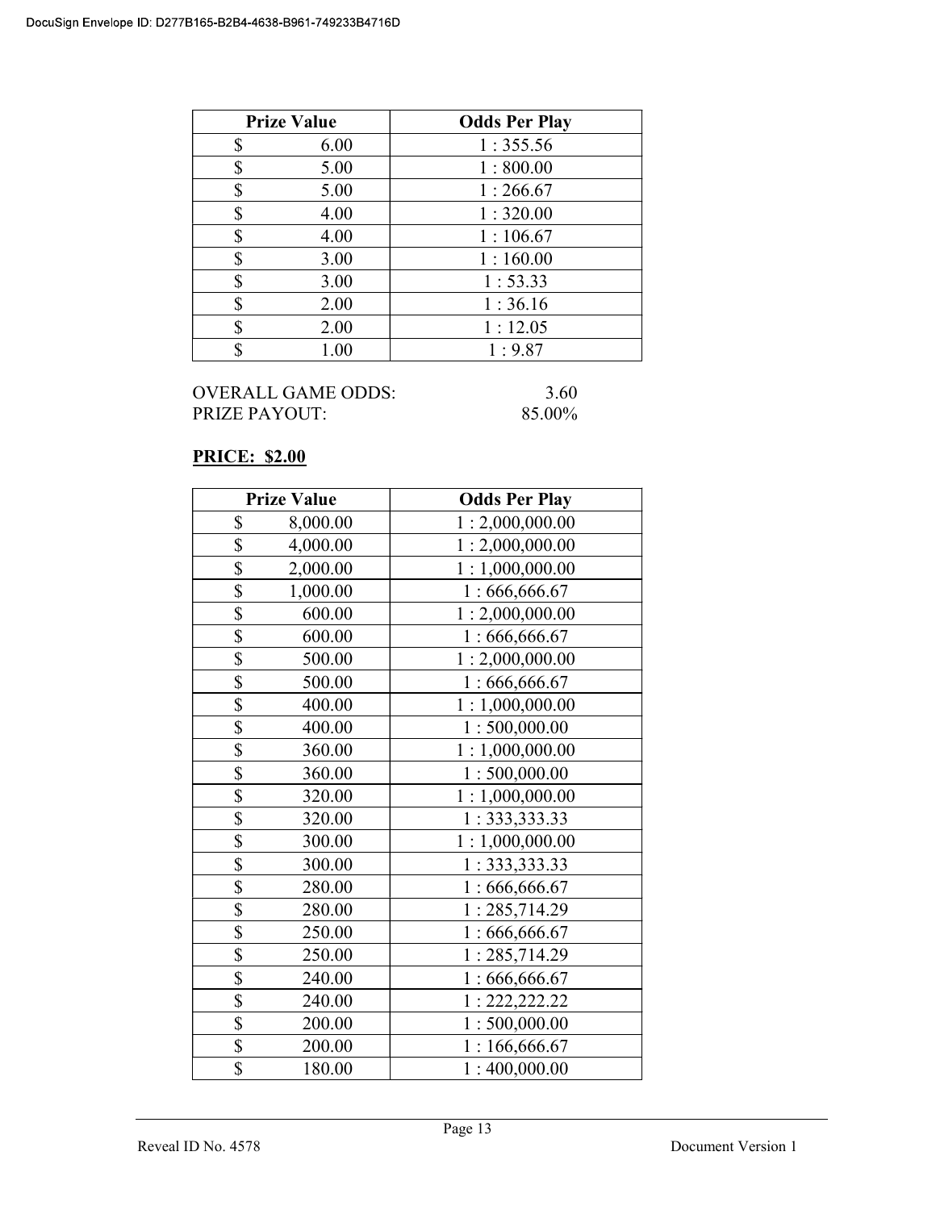| Prize Value | Odds Per Play |
|---|---|
| $ 6.00 | 1 : 355.56 |
| $ 5.00 | 1 : 800.00 |
| $ 5.00 | 1 : 266.67 |
| $ 4.00 | 1 : 320.00 |
| $ 4.00 | 1 : 106.67 |
| $ 3.00 | 1 : 160.00 |
| $ 3.00 | 1 : 53.33 |
| $ 2.00 | 1 : 36.16 |
| $ 2.00 | 1 : 12.05 |
| $ 1.00 | 1 : 9.87 |

OVERALL GAME ODDS: 3.60
PRIZE PAYOUT: 85.00%

**PRICE: $2.00**

| Prize Value | Odds Per Play |
|---|---|
| $ 8,000.00 | 1 : 2,000,000.00 |
| $ 4,000.00 | 1 : 2,000,000.00 |
| $ 2,000.00 | 1 : 1,000,000.00 |
| $ 1,000.00 | 1 : 666,666.67 |
| $ 600.00 | 1 : 2,000,000.00 |
| $ 600.00 | 1 : 666,666.67 |
| $ 500.00 | 1 : 2,000,000.00 |
| $ 500.00 | 1 : 666,666.67 |
| $ 400.00 | 1 : 1,000,000.00 |
| $ 400.00 | 1 : 500,000.00 |
| $ 360.00 | 1 : 1,000,000.00 |
| $ 360.00 | 1 : 500,000.00 |
| $ 320.00 | 1 : 1,000,000.00 |
| $ 320.00 | 1 : 333,333.33 |
| $ 300.00 | 1 : 1,000,000.00 |
| $ 300.00 | 1 : 333,333.33 |
| $ 280.00 | 1 : 666,666.67 |
| $ 280.00 | 1 : 285,714.29 |
| $ 250.00 | 1 : 666,666.67 |
| $ 250.00 | 1 : 285,714.29 |
| $ 240.00 | 1 : 666,666.67 |
| $ 240.00 | 1 : 222,222.22 |
| $ 200.00 | 1 : 500,000.00 |
| $ 200.00 | 1 : 166,666.67 |
| $ 180.00 | 1 : 400,000.00 |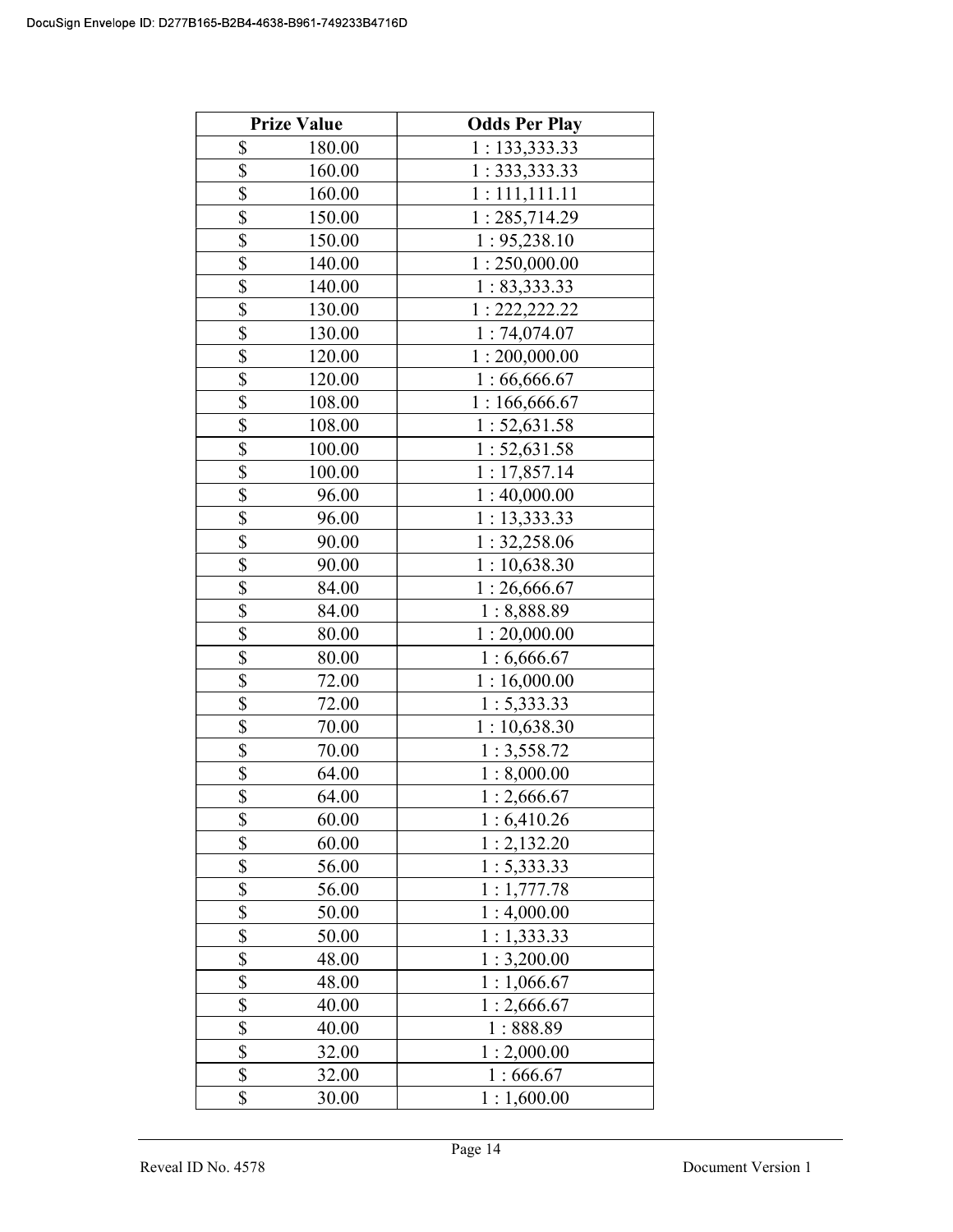| Prize Value | Odds Per Play |
|---|---|
| $ 180.00 | 1 : 133,333.33 |
| $ 160.00 | 1 : 333,333.33 |
| $ 160.00 | 1 : 111,111.11 |
| $ 150.00 | 1 : 285,714.29 |
| $ 150.00 | 1 : 95,238.10 |
| $ 140.00 | 1 : 250,000.00 |
| $ 140.00 | 1 : 83,333.33 |
| $ 130.00 | 1 : 222,222.22 |
| $ 130.00 | 1 : 74,074.07 |
| $ 120.00 | 1 : 200,000.00 |
| $ 120.00 | 1 : 66,666.67 |
| $ 108.00 | 1 : 166,666.67 |
| $ 108.00 | 1 : 52,631.58 |
| $ 100.00 | 1 : 52,631.58 |
| $ 100.00 | 1 : 17,857.14 |
| $ 96.00 | 1 : 40,000.00 |
| $ 96.00 | 1 : 13,333.33 |
| $ 90.00 | 1 : 32,258.06 |
| $ 90.00 | 1 : 10,638.30 |
| $ 84.00 | 1 : 26,666.67 |
| $ 84.00 | 1 : 8,888.89 |
| $ 80.00 | 1 : 20,000.00 |
| $ 80.00 | 1 : 6,666.67 |
| $ 72.00 | 1 : 16,000.00 |
| $ 72.00 | 1 : 5,333.33 |
| $ 70.00 | 1 : 10,638.30 |
| $ 70.00 | 1 : 3,558.72 |
| $ 64.00 | 1 : 8,000.00 |
| $ 64.00 | 1 : 2,666.67 |
| $ 60.00 | 1 : 6,410.26 |
| $ 60.00 | 1 : 2,132.20 |
| $ 56.00 | 1 : 5,333.33 |
| $ 56.00 | 1 : 1,777.78 |
| $ 50.00 | 1 : 4,000.00 |
| $ 50.00 | 1 : 1,333.33 |
| $ 48.00 | 1 : 3,200.00 |
| $ 48.00 | 1 : 1,066.67 |
| $ 40.00 | 1 : 2,666.67 |
| $ 40.00 | 1 : 888.89 |
| $ 32.00 | 1 : 2,000.00 |
| $ 32.00 | 1 : 666.67 |
| $ 30.00 | 1 : 1,600.00 |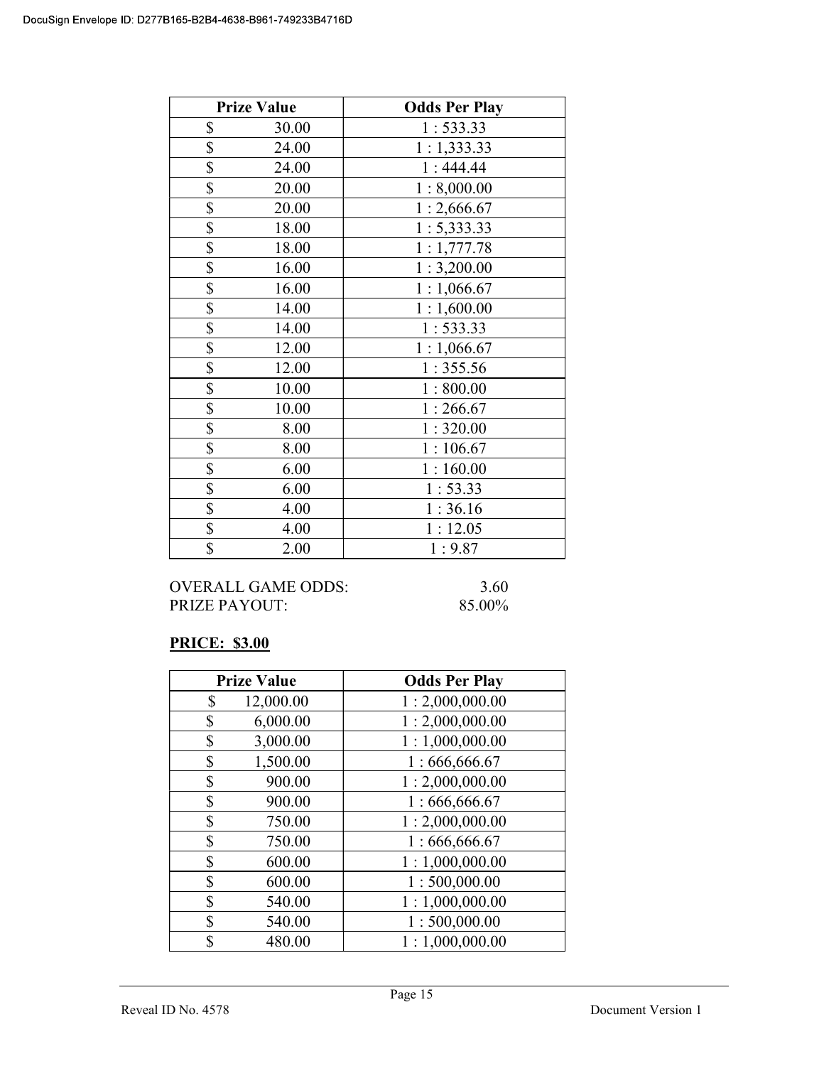| Prize Value | Odds Per Play |
| --- | --- |
| $ 30.00 | 1 : 533.33 |
| $ 24.00 | 1 : 1,333.33 |
| $ 24.00 | 1 : 444.44 |
| $ 20.00 | 1 : 8,000.00 |
| $ 20.00 | 1 : 2,666.67 |
| $ 18.00 | 1 : 5,333.33 |
| $ 18.00 | 1 : 1,777.78 |
| $ 16.00 | 1 : 3,200.00 |
| $ 16.00 | 1 : 1,066.67 |
| $ 14.00 | 1 : 1,600.00 |
| $ 14.00 | 1 : 533.33 |
| $ 12.00 | 1 : 1,066.67 |
| $ 12.00 | 1 : 355.56 |
| $ 10.00 | 1 : 800.00 |
| $ 10.00 | 1 : 266.67 |
| $ 8.00 | 1 : 320.00 |
| $ 8.00 | 1 : 106.67 |
| $ 6.00 | 1 : 160.00 |
| $ 6.00 | 1 : 53.33 |
| $ 4.00 | 1 : 36.16 |
| $ 4.00 | 1 : 12.05 |
| $ 2.00 | 1 : 9.87 |

OVERALL GAME ODDS: 3.60
PRIZE PAYOUT: 85.00%

**PRICE: $3.00**

| Prize Value | Odds Per Play |
| --- | --- |
| $ 12,000.00 | 1 : 2,000,000.00 |
| $ 6,000.00 | 1 : 2,000,000.00 |
| $ 3,000.00 | 1 : 1,000,000.00 |
| $ 1,500.00 | 1 : 666,666.67 |
| $ 900.00 | 1 : 2,000,000.00 |
| $ 900.00 | 1 : 666,666.67 |
| $ 750.00 | 1 : 2,000,000.00 |
| $ 750.00 | 1 : 666,666.67 |
| $ 600.00 | 1 : 1,000,000.00 |
| $ 600.00 | 1 : 500,000.00 |
| $ 540.00 | 1 : 1,000,000.00 |
| $ 540.00 | 1 : 500,000.00 |
| $ 480.00 | 1 : 1,000,000.00 |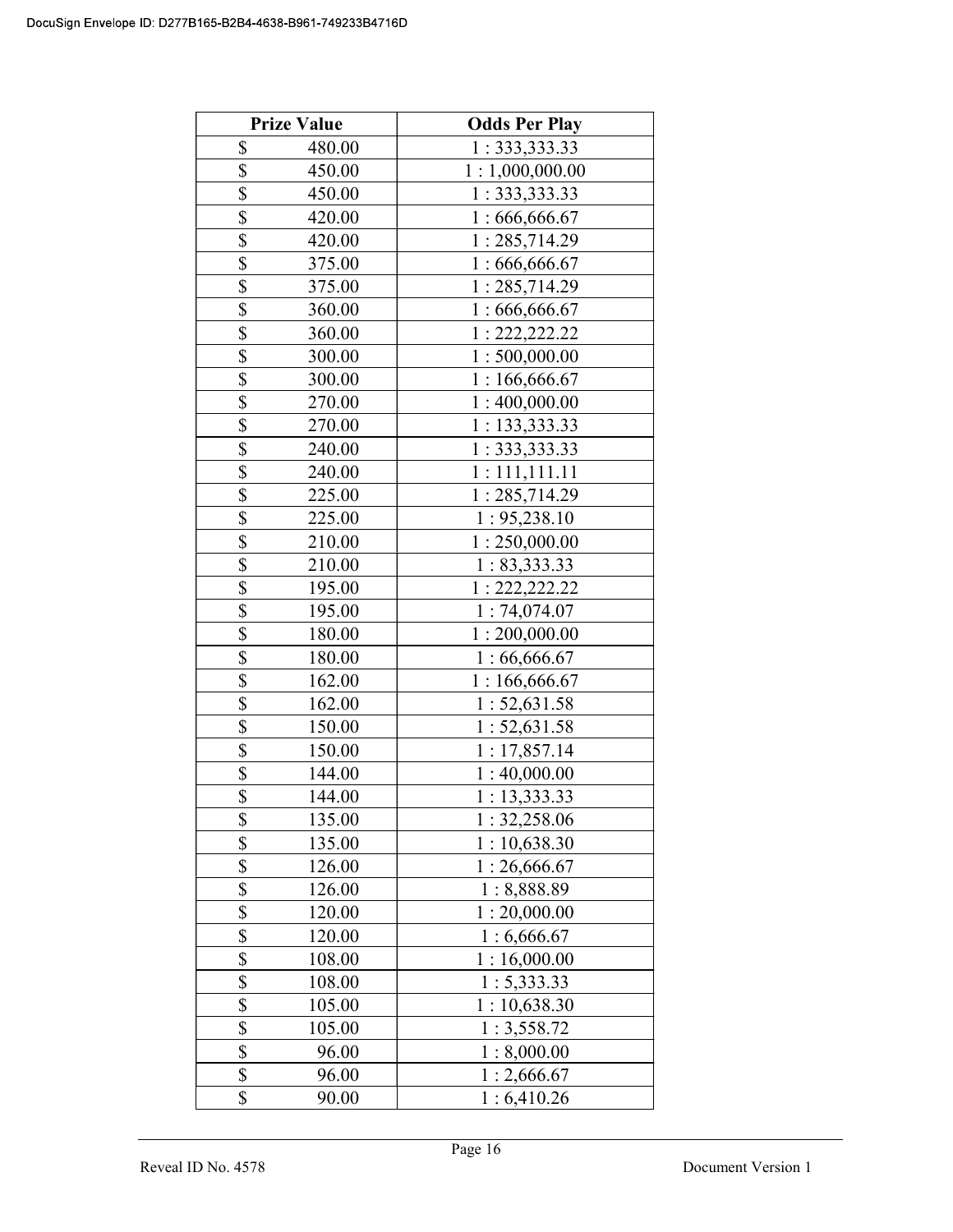| Prize Value | Odds Per Play |
|---|---|
| $ 480.00 | 1 : 333,333.33 |
| $ 450.00 | 1 : 1,000,000.00 |
| $ 450.00 | 1 : 333,333.33 |
| $ 420.00 | 1 : 666,666.67 |
| $ 420.00 | 1 : 285,714.29 |
| $ 375.00 | 1 : 666,666.67 |
| $ 375.00 | 1 : 285,714.29 |
| $ 360.00 | 1 : 666,666.67 |
| $ 360.00 | 1 : 222,222.22 |
| $ 300.00 | 1 : 500,000.00 |
| $ 300.00 | 1 : 166,666.67 |
| $ 270.00 | 1 : 400,000.00 |
| $ 270.00 | 1 : 133,333.33 |
| $ 240.00 | 1 : 333,333.33 |
| $ 240.00 | 1 : 111,111.11 |
| $ 225.00 | 1 : 285,714.29 |
| $ 225.00 | 1 : 95,238.10 |
| $ 210.00 | 1 : 250,000.00 |
| $ 210.00 | 1 : 83,333.33 |
| $ 195.00 | 1 : 222,222.22 |
| $ 195.00 | 1 : 74,074.07 |
| $ 180.00 | 1 : 200,000.00 |
| $ 180.00 | 1 : 66,666.67 |
| $ 162.00 | 1 : 166,666.67 |
| $ 162.00 | 1 : 52,631.58 |
| $ 150.00 | 1 : 52,631.58 |
| $ 150.00 | 1 : 17,857.14 |
| $ 144.00 | 1 : 40,000.00 |
| $ 144.00 | 1 : 13,333.33 |
| $ 135.00 | 1 : 32,258.06 |
| $ 135.00 | 1 : 10,638.30 |
| $ 126.00 | 1 : 26,666.67 |
| $ 126.00 | 1 : 8,888.89 |
| $ 120.00 | 1 : 20,000.00 |
| $ 120.00 | 1 : 6,666.67 |
| $ 108.00 | 1 : 16,000.00 |
| $ 108.00 | 1 : 5,333.33 |
| $ 105.00 | 1 : 10,638.30 |
| $ 105.00 | 1 : 3,558.72 |
| $ 96.00 | 1 : 8,000.00 |
| $ 96.00 | 1 : 2,666.67 |
| $ 90.00 | 1 : 6,410.26 |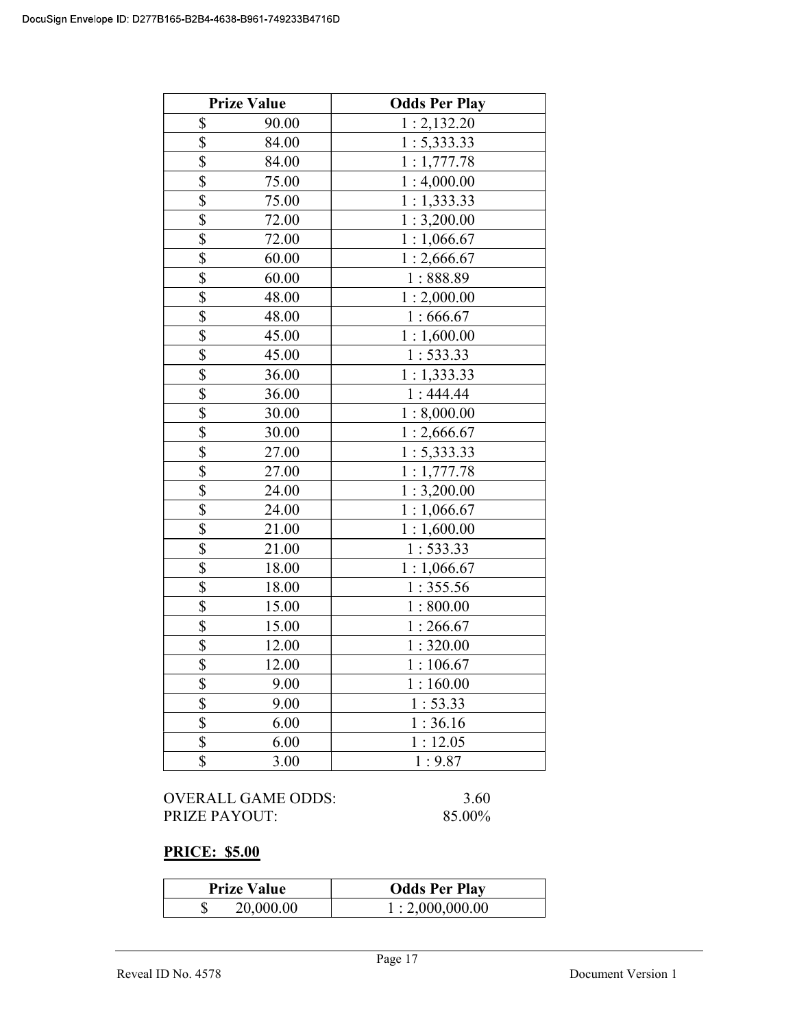| Prize Value | Odds Per Play |
|---|---|
| $ 90.00 | 1 : 2,132.20 |
| $ 84.00 | 1 : 5,333.33 |
| $ 84.00 | 1 : 1,777.78 |
| $ 75.00 | 1 : 4,000.00 |
| $ 75.00 | 1 : 1,333.33 |
| $ 72.00 | 1 : 3,200.00 |
| $ 72.00 | 1 : 1,066.67 |
| $ 60.00 | 1 : 2,666.67 |
| $ 60.00 | 1 : 888.89 |
| $ 48.00 | 1 : 2,000.00 |
| $ 48.00 | 1 : 666.67 |
| $ 45.00 | 1 : 1,600.00 |
| $ 45.00 | 1 : 533.33 |
| $ 36.00 | 1 : 1,333.33 |
| $ 36.00 | 1 : 444.44 |
| $ 30.00 | 1 : 8,000.00 |
| $ 30.00 | 1 : 2,666.67 |
| $ 27.00 | 1 : 5,333.33 |
| $ 27.00 | 1 : 1,777.78 |
| $ 24.00 | 1 : 3,200.00 |
| $ 24.00 | 1 : 1,066.67 |
| $ 21.00 | 1 : 1,600.00 |
| $ 21.00 | 1 : 533.33 |
| $ 18.00 | 1 : 1,066.67 |
| $ 18.00 | 1 : 355.56 |
| $ 15.00 | 1 : 800.00 |
| $ 15.00 | 1 : 266.67 |
| $ 12.00 | 1 : 320.00 |
| $ 12.00 | 1 : 106.67 |
| $ 9.00 | 1 : 160.00 |
| $ 9.00 | 1 : 53.33 |
| $ 6.00 | 1 : 36.16 |
| $ 6.00 | 1 : 12.05 |
| $ 3.00 | 1 : 9.87 |

OVERALL GAME ODDS: 3.60
PRIZE PAYOUT: 85.00%

**PRICE: $5.00**

| Prize Value | Odds Per Play |
|---|---|
| $ 20,000.00 | 1 : 2,000,000.00 |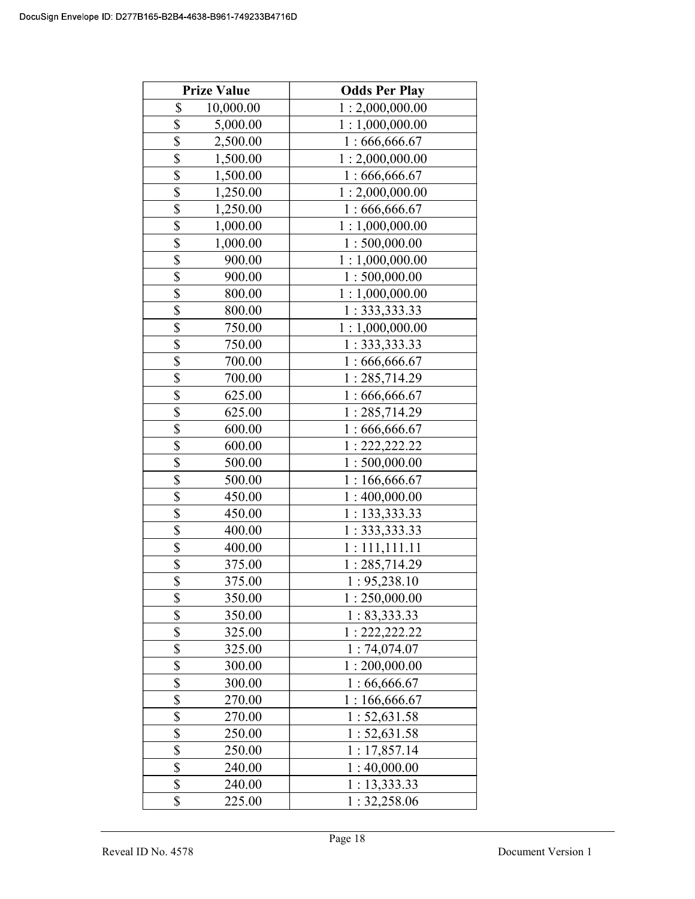| Prize Value | Odds Per Play |
|---|---|
| $ 10,000.00 | 1 : 2,000,000.00 |
| $ 5,000.00 | 1 : 1,000,000.00 |
| $ 2,500.00 | 1 : 666,666.67 |
| $ 1,500.00 | 1 : 2,000,000.00 |
| $ 1,500.00 | 1 : 666,666.67 |
| $ 1,250.00 | 1 : 2,000,000.00 |
| $ 1,250.00 | 1 : 666,666.67 |
| $ 1,000.00 | 1 : 1,000,000.00 |
| $ 1,000.00 | 1 : 500,000.00 |
| $ 900.00 | 1 : 1,000,000.00 |
| $ 900.00 | 1 : 500,000.00 |
| $ 800.00 | 1 : 1,000,000.00 |
| $ 800.00 | 1 : 333,333.33 |
| $ 750.00 | 1 : 1,000,000.00 |
| $ 750.00 | 1 : 333,333.33 |
| $ 700.00 | 1 : 666,666.67 |
| $ 700.00 | 1 : 285,714.29 |
| $ 625.00 | 1 : 666,666.67 |
| $ 625.00 | 1 : 285,714.29 |
| $ 600.00 | 1 : 666,666.67 |
| $ 600.00 | 1 : 222,222.22 |
| $ 500.00 | 1 : 500,000.00 |
| $ 500.00 | 1 : 166,666.67 |
| $ 450.00 | 1 : 400,000.00 |
| $ 450.00 | 1 : 133,333.33 |
| $ 400.00 | 1 : 333,333.33 |
| $ 400.00 | 1 : 111,111.11 |
| $ 375.00 | 1 : 285,714.29 |
| $ 375.00 | 1 : 95,238.10 |
| $ 350.00 | 1 : 250,000.00 |
| $ 350.00 | 1 : 83,333.33 |
| $ 325.00 | 1 : 222,222.22 |
| $ 325.00 | 1 : 74,074.07 |
| $ 300.00 | 1 : 200,000.00 |
| $ 300.00 | 1 : 66,666.67 |
| $ 270.00 | 1 : 166,666.67 |
| $ 270.00 | 1 : 52,631.58 |
| $ 250.00 | 1 : 52,631.58 |
| $ 250.00 | 1 : 17,857.14 |
| $ 240.00 | 1 : 40,000.00 |
| $ 240.00 | 1 : 13,333.33 |
| $ 225.00 | 1 : 32,258.06 |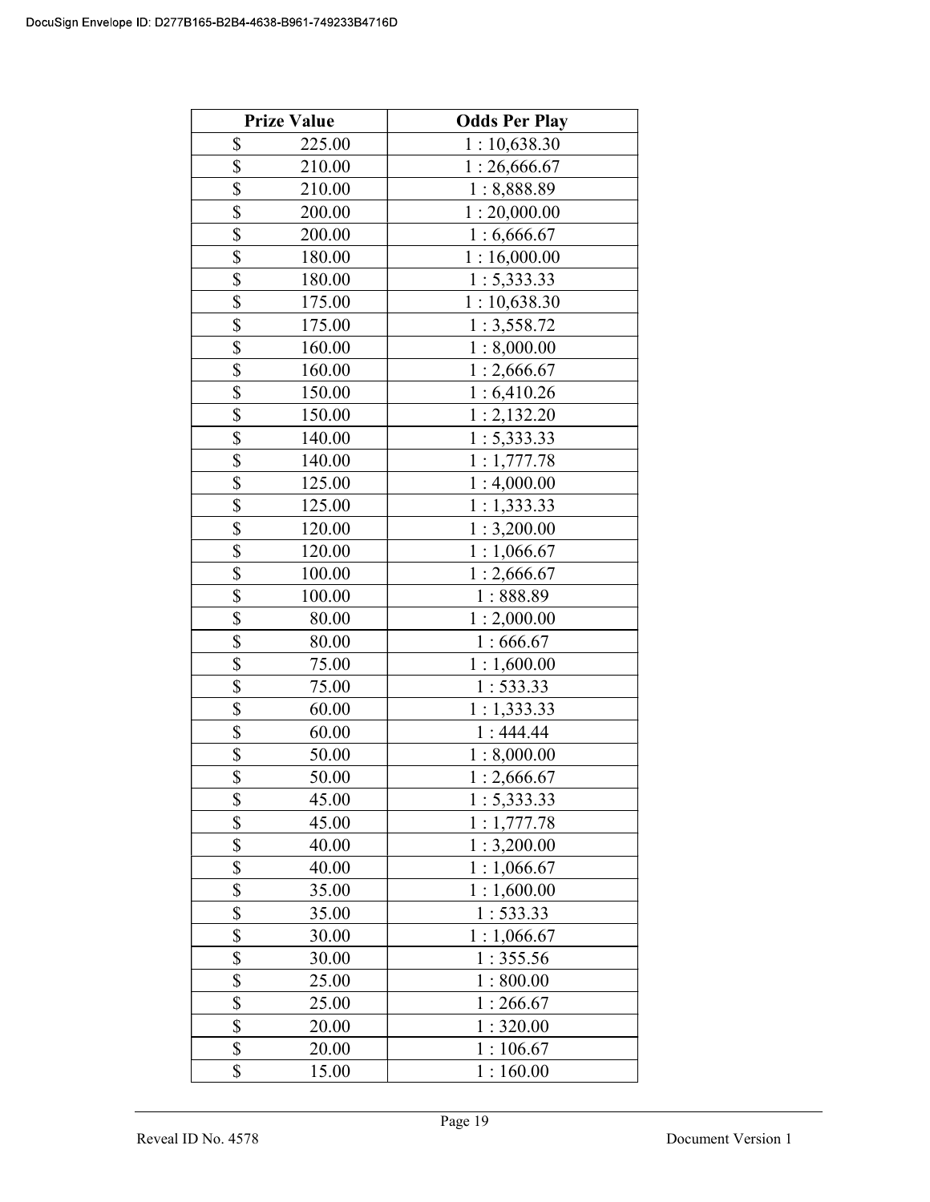| Prize Value | Odds Per Play |
|---|---|
| $ 225.00 | 1 : 10,638.30 |
| $ 210.00 | 1 : 26,666.67 |
| $ 210.00 | 1 : 8,888.89 |
| $ 200.00 | 1 : 20,000.00 |
| $ 200.00 | 1 : 6,666.67 |
| $ 180.00 | 1 : 16,000.00 |
| $ 180.00 | 1 : 5,333.33 |
| $ 175.00 | 1 : 10,638.30 |
| $ 175.00 | 1 : 3,558.72 |
| $ 160.00 | 1 : 8,000.00 |
| $ 160.00 | 1 : 2,666.67 |
| $ 150.00 | 1 : 6,410.26 |
| $ 150.00 | 1 : 2,132.20 |
| $ 140.00 | 1 : 5,333.33 |
| $ 140.00 | 1 : 1,777.78 |
| $ 125.00 | 1 : 4,000.00 |
| $ 125.00 | 1 : 1,333.33 |
| $ 120.00 | 1 : 3,200.00 |
| $ 120.00 | 1 : 1,066.67 |
| $ 100.00 | 1 : 2,666.67 |
| $ 100.00 | 1 : 888.89 |
| $ 80.00 | 1 : 2,000.00 |
| $ 80.00 | 1 : 666.67 |
| $ 75.00 | 1 : 1,600.00 |
| $ 75.00 | 1 : 533.33 |
| $ 60.00 | 1 : 1,333.33 |
| $ 60.00 | 1 : 444.44 |
| $ 50.00 | 1 : 8,000.00 |
| $ 50.00 | 1 : 2,666.67 |
| $ 45.00 | 1 : 5,333.33 |
| $ 45.00 | 1 : 1,777.78 |
| $ 40.00 | 1 : 3,200.00 |
| $ 40.00 | 1 : 1,066.67 |
| $ 35.00 | 1 : 1,600.00 |
| $ 35.00 | 1 : 533.33 |
| $ 30.00 | 1 : 1,066.67 |
| $ 30.00 | 1 : 355.56 |
| $ 25.00 | 1 : 800.00 |
| $ 25.00 | 1 : 266.67 |
| $ 20.00 | 1 : 320.00 |
| $ 20.00 | 1 : 106.67 |
| $ 15.00 | 1 : 160.00 |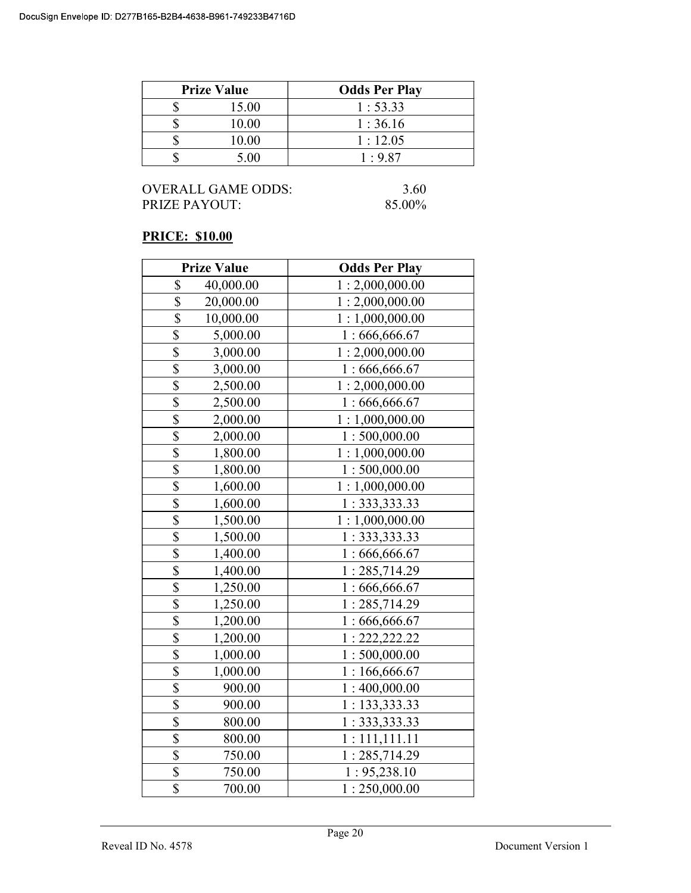| Prize Value | Odds Per Play |
|---|---|
| $ 15.00 | 1 : 53.33 |
| $ 10.00 | 1 : 36.16 |
| $ 10.00 | 1 : 12.05 |
| $ 5.00 | 1 : 9.87 |

OVERALL GAME ODDS: 3.60
PRIZE PAYOUT: 85.00%

**PRICE: $10.00**

| Prize Value | Odds Per Play |
|---|---|
| $ 40,000.00 | 1 : 2,000,000.00 |
| $ 20,000.00 | 1 : 2,000,000.00 |
| $ 10,000.00 | 1 : 1,000,000.00 |
| $ 5,000.00 | 1 : 666,666.67 |
| $ 3,000.00 | 1 : 2,000,000.00 |
| $ 3,000.00 | 1 : 666,666.67 |
| $ 2,500.00 | 1 : 2,000,000.00 |
| $ 2,500.00 | 1 : 666,666.67 |
| $ 2,000.00 | 1 : 1,000,000.00 |
| $ 2,000.00 | 1 : 500,000.00 |
| $ 1,800.00 | 1 : 1,000,000.00 |
| $ 1,800.00 | 1 : 500,000.00 |
| $ 1,600.00 | 1 : 1,000,000.00 |
| $ 1,600.00 | 1 : 333,333.33 |
| $ 1,500.00 | 1 : 1,000,000.00 |
| $ 1,500.00 | 1 : 333,333.33 |
| $ 1,400.00 | 1 : 666,666.67 |
| $ 1,400.00 | 1 : 285,714.29 |
| $ 1,250.00 | 1 : 666,666.67 |
| $ 1,250.00 | 1 : 285,714.29 |
| $ 1,200.00 | 1 : 666,666.67 |
| $ 1,200.00 | 1 : 222,222.22 |
| $ 1,000.00 | 1 : 500,000.00 |
| $ 1,000.00 | 1 : 166,666.67 |
| $ 900.00 | 1 : 400,000.00 |
| $ 900.00 | 1 : 133,333.33 |
| $ 800.00 | 1 : 333,333.33 |
| $ 800.00 | 1 : 111,111.11 |
| $ 750.00 | 1 : 285,714.29 |
| $ 750.00 | 1 : 95,238.10 |
| $ 700.00 | 1 : 250,000.00 |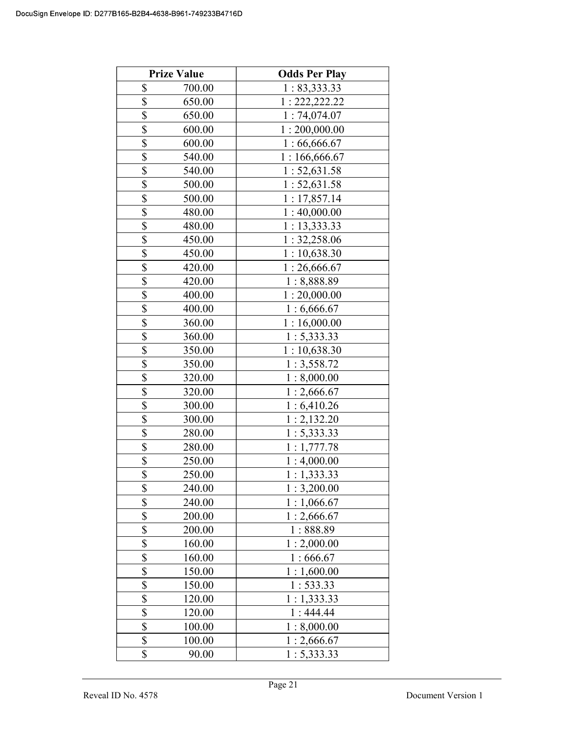| Prize Value | Odds Per Play |
|---|---|
| $ 700.00 | 1 : 83,333.33 |
| $ 650.00 | 1 : 222,222.22 |
| $ 650.00 | 1 : 74,074.07 |
| $ 600.00 | 1 : 200,000.00 |
| $ 600.00 | 1 : 66,666.67 |
| $ 540.00 | 1 : 166,666.67 |
| $ 540.00 | 1 : 52,631.58 |
| $ 500.00 | 1 : 52,631.58 |
| $ 500.00 | 1 : 17,857.14 |
| $ 480.00 | 1 : 40,000.00 |
| $ 480.00 | 1 : 13,333.33 |
| $ 450.00 | 1 : 32,258.06 |
| $ 450.00 | 1 : 10,638.30 |
| $ 420.00 | 1 : 26,666.67 |
| $ 420.00 | 1 : 8,888.89 |
| $ 400.00 | 1 : 20,000.00 |
| $ 400.00 | 1 : 6,666.67 |
| $ 360.00 | 1 : 16,000.00 |
| $ 360.00 | 1 : 5,333.33 |
| $ 350.00 | 1 : 10,638.30 |
| $ 350.00 | 1 : 3,558.72 |
| $ 320.00 | 1 : 8,000.00 |
| $ 320.00 | 1 : 2,666.67 |
| $ 300.00 | 1 : 6,410.26 |
| $ 300.00 | 1 : 2,132.20 |
| $ 280.00 | 1 : 5,333.33 |
| $ 280.00 | 1 : 1,777.78 |
| $ 250.00 | 1 : 4,000.00 |
| $ 250.00 | 1 : 1,333.33 |
| $ 240.00 | 1 : 3,200.00 |
| $ 240.00 | 1 : 1,066.67 |
| $ 200.00 | 1 : 2,666.67 |
| $ 200.00 | 1 : 888.89 |
| $ 160.00 | 1 : 2,000.00 |
| $ 160.00 | 1 : 666.67 |
| $ 150.00 | 1 : 1,600.00 |
| $ 150.00 | 1 : 533.33 |
| $ 120.00 | 1 : 1,333.33 |
| $ 120.00 | 1 : 444.44 |
| $ 100.00 | 1 : 8,000.00 |
| $ 100.00 | 1 : 2,666.67 |
| $ 90.00 | 1 : 5,333.33 |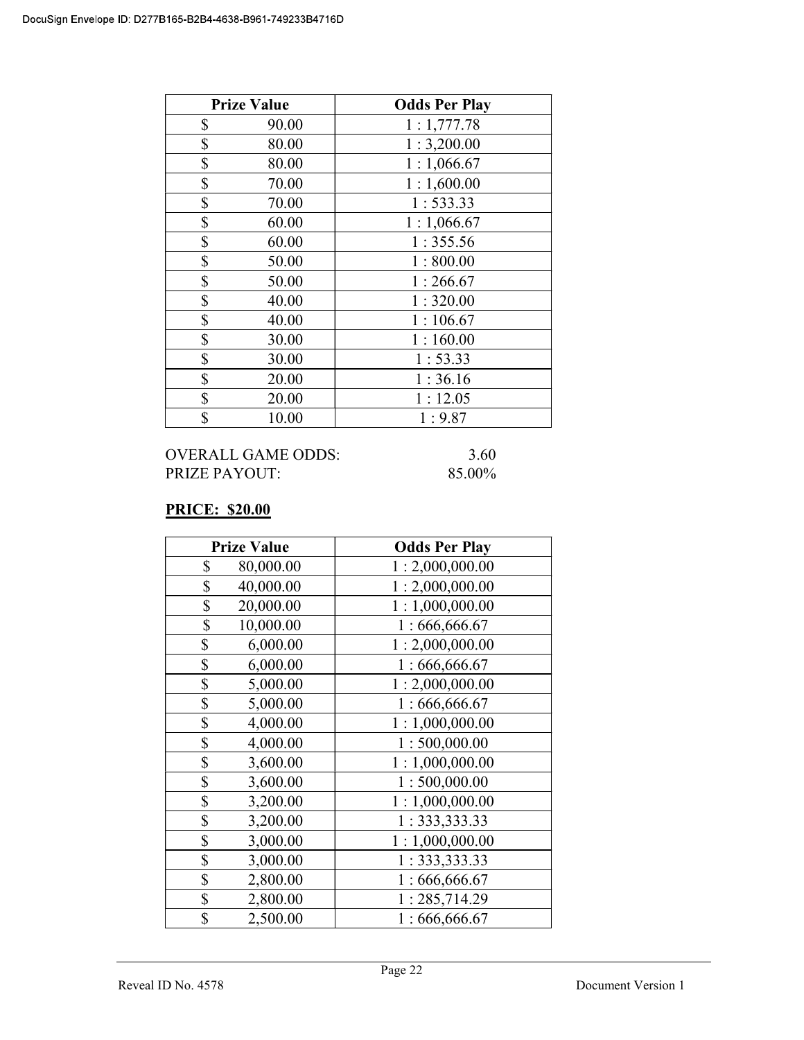| Prize Value | Odds Per Play |
|---|---|
| $ 90.00 | 1 : 1,777.78 |
| $ 80.00 | 1 : 3,200.00 |
| $ 80.00 | 1 : 1,066.67 |
| $ 70.00 | 1 : 1,600.00 |
| $ 70.00 | 1 : 533.33 |
| $ 60.00 | 1 : 1,066.67 |
| $ 60.00 | 1 : 355.56 |
| $ 50.00 | 1 : 800.00 |
| $ 50.00 | 1 : 266.67 |
| $ 40.00 | 1 : 320.00 |
| $ 40.00 | 1 : 106.67 |
| $ 30.00 | 1 : 160.00 |
| $ 30.00 | 1 : 53.33 |
| $ 20.00 | 1 : 36.16 |
| $ 20.00 | 1 : 12.05 |
| $ 10.00 | 1 : 9.87 |

OVERALL GAME ODDS: 3.60
PRIZE PAYOUT: 85.00%

**PRICE: $20.00**

| Prize Value | Odds Per Play |
|---|---|
| $ 80,000.00 | 1 : 2,000,000.00 |
| $ 40,000.00 | 1 : 2,000,000.00 |
| $ 20,000.00 | 1 : 1,000,000.00 |
| $ 10,000.00 | 1 : 666,666.67 |
| $ 6,000.00 | 1 : 2,000,000.00 |
| $ 6,000.00 | 1 : 666,666.67 |
| $ 5,000.00 | 1 : 2,000,000.00 |
| $ 5,000.00 | 1 : 666,666.67 |
| $ 4,000.00 | 1 : 1,000,000.00 |
| $ 4,000.00 | 1 : 500,000.00 |
| $ 3,600.00 | 1 : 1,000,000.00 |
| $ 3,600.00 | 1 : 500,000.00 |
| $ 3,200.00 | 1 : 1,000,000.00 |
| $ 3,200.00 | 1 : 333,333.33 |
| $ 3,000.00 | 1 : 1,000,000.00 |
| $ 3,000.00 | 1 : 333,333.33 |
| $ 2,800.00 | 1 : 666,666.67 |
| $ 2,800.00 | 1 : 285,714.29 |
| $ 2,500.00 | 1 : 666,666.67 |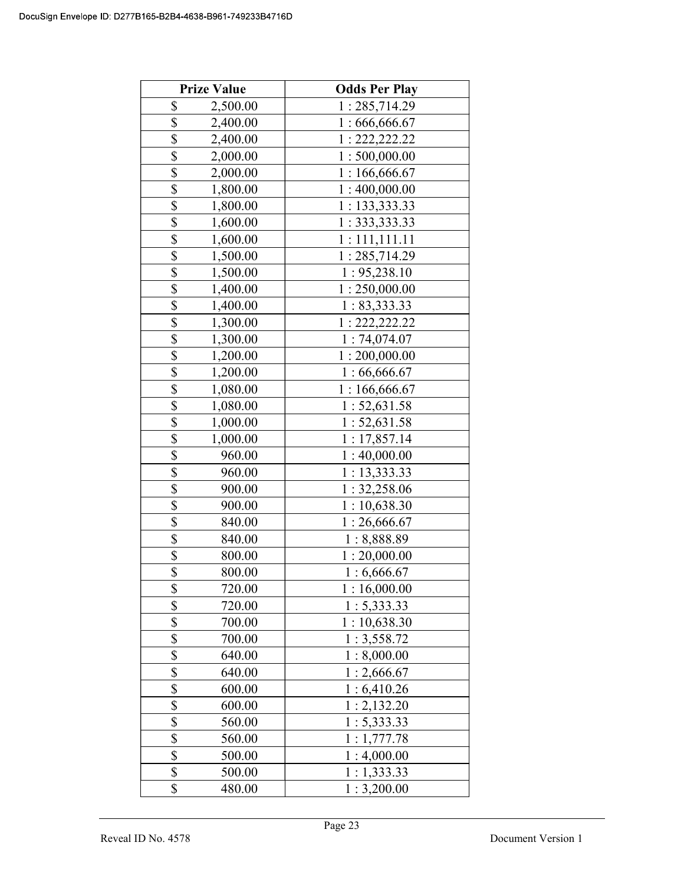| Prize Value | Odds Per Play |
|---|---|
| $ 2,500.00 | 1 : 285,714.29 |
| $ 2,400.00 | 1 : 666,666.67 |
| $ 2,400.00 | 1 : 222,222.22 |
| $ 2,000.00 | 1 : 500,000.00 |
| $ 2,000.00 | 1 : 166,666.67 |
| $ 1,800.00 | 1 : 400,000.00 |
| $ 1,800.00 | 1 : 133,333.33 |
| $ 1,600.00 | 1 : 333,333.33 |
| $ 1,600.00 | 1 : 111,111.11 |
| $ 1,500.00 | 1 : 285,714.29 |
| $ 1,500.00 | 1 : 95,238.10 |
| $ 1,400.00 | 1 : 250,000.00 |
| $ 1,400.00 | 1 : 83,333.33 |
| $ 1,300.00 | 1 : 222,222.22 |
| $ 1,300.00 | 1 : 74,074.07 |
| $ 1,200.00 | 1 : 200,000.00 |
| $ 1,200.00 | 1 : 66,666.67 |
| $ 1,080.00 | 1 : 166,666.67 |
| $ 1,080.00 | 1 : 52,631.58 |
| $ 1,000.00 | 1 : 52,631.58 |
| $ 1,000.00 | 1 : 17,857.14 |
| $ 960.00 | 1 : 40,000.00 |
| $ 960.00 | 1 : 13,333.33 |
| $ 900.00 | 1 : 32,258.06 |
| $ 900.00 | 1 : 10,638.30 |
| $ 840.00 | 1 : 26,666.67 |
| $ 840.00 | 1 : 8,888.89 |
| $ 800.00 | 1 : 20,000.00 |
| $ 800.00 | 1 : 6,666.67 |
| $ 720.00 | 1 : 16,000.00 |
| $ 720.00 | 1 : 5,333.33 |
| $ 700.00 | 1 : 10,638.30 |
| $ 700.00 | 1 : 3,558.72 |
| $ 640.00 | 1 : 8,000.00 |
| $ 640.00 | 1 : 2,666.67 |
| $ 600.00 | 1 : 6,410.26 |
| $ 600.00 | 1 : 2,132.20 |
| $ 560.00 | 1 : 5,333.33 |
| $ 560.00 | 1 : 1,777.78 |
| $ 500.00 | 1 : 4,000.00 |
| $ 500.00 | 1 : 1,333.33 |
| $ 480.00 | 1 : 3,200.00 |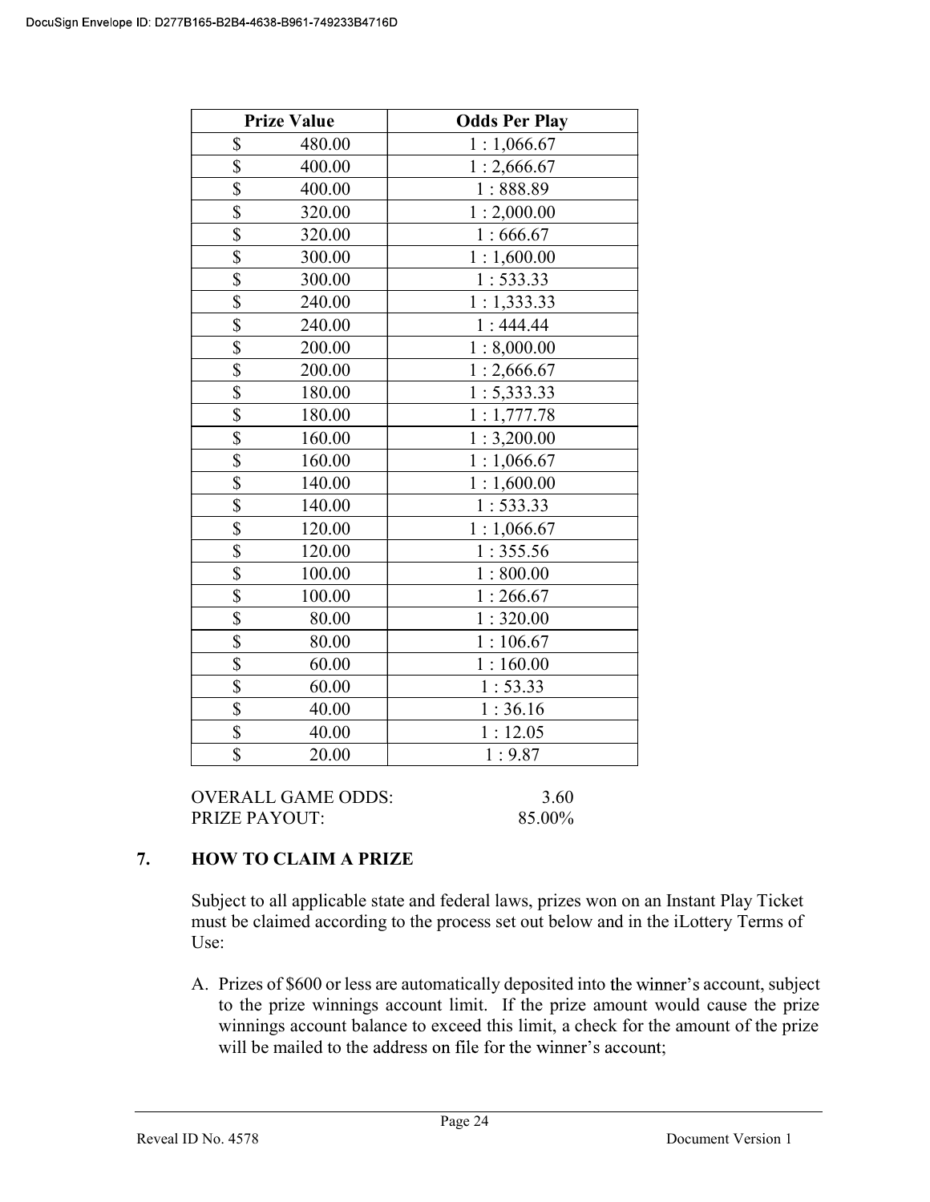| Prize Value | Odds Per Play |
|---|---|
| $ 480.00 | 1 : 1,066.67 |
| $ 400.00 | 1 : 2,666.67 |
| $ 400.00 | 1 : 888.89 |
| $ 320.00 | 1 : 2,000.00 |
| $ 320.00 | 1 : 666.67 |
| $ 300.00 | 1 : 1,600.00 |
| $ 300.00 | 1 : 533.33 |
| $ 240.00 | 1 : 1,333.33 |
| $ 240.00 | 1 : 444.44 |
| $ 200.00 | 1 : 8,000.00 |
| $ 200.00 | 1 : 2,666.67 |
| $ 180.00 | 1 : 5,333.33 |
| $ 180.00 | 1 : 1,777.78 |
| $ 160.00 | 1 : 3,200.00 |
| $ 160.00 | 1 : 1,066.67 |
| $ 140.00 | 1 : 1,600.00 |
| $ 140.00 | 1 : 533.33 |
| $ 120.00 | 1 : 1,066.67 |
| $ 120.00 | 1 : 355.56 |
| $ 100.00 | 1 : 800.00 |
| $ 100.00 | 1 : 266.67 |
| $ 80.00 | 1 : 320.00 |
| $ 80.00 | 1 : 106.67 |
| $ 60.00 | 1 : 160.00 |
| $ 60.00 | 1 : 53.33 |
| $ 40.00 | 1 : 36.16 |
| $ 40.00 | 1 : 12.05 |
| $ 20.00 | 1 : 9.87 |

OVERALL GAME ODDS: 3.60
PRIZE PAYOUT: 85.00%

## 7. HOW TO CLAIM A PRIZE

Subject to all applicable state and federal laws, prizes won on an Instant Play Ticket must be claimed according to the process set out below and in the iLottery Terms of Use:

A. Prizes of $600 or less are automatically deposited into the winner's account, subject to the prize winnings account limit. If the prize amount would cause the prize winnings account balance to exceed this limit, a check for the amount of the prize will be mailed to the address on file for the winner's account;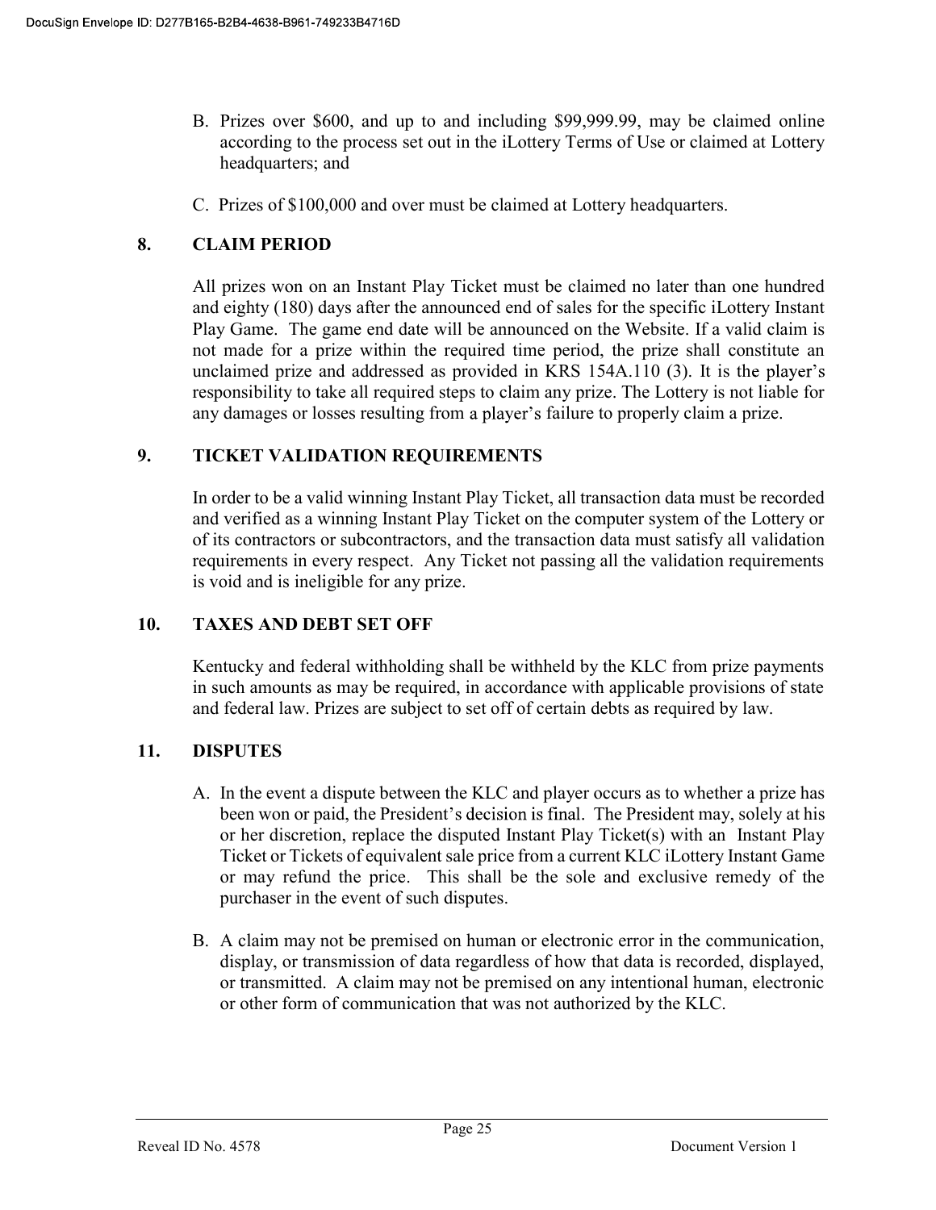B. Prizes over $600, and up to and including $99,999.99, may be claimed online according to the process set out in the iLottery Terms of Use or claimed at Lottery headquarters; and

C. Prizes of $100,000 and over must be claimed at Lottery headquarters.

## 8. CLAIM PERIOD

All prizes won on an Instant Play Ticket must be claimed no later than one hundred and eighty (180) days after the announced end of sales for the specific iLottery Instant Play Game. The game end date will be announced on the Website. If a valid claim is not made for a prize within the required time period, the prize shall constitute an unclaimed prize and addressed as provided in KRS 154A.110 (3). It is the player's responsibility to take all required steps to claim any prize. The Lottery is not liable for any damages or losses resulting from a player's failure to properly claim a prize.

## 9. TICKET VALIDATION REQUIREMENTS

In order to be a valid winning Instant Play Ticket, all transaction data must be recorded and verified as a winning Instant Play Ticket on the computer system of the Lottery or of its contractors or subcontractors, and the transaction data must satisfy all validation requirements in every respect. Any Ticket not passing all the validation requirements is void and is ineligible for any prize.

## 10. TAXES AND DEBT SET OFF

Kentucky and federal withholding shall be withheld by the KLC from prize payments in such amounts as may be required, in accordance with applicable provisions of state and federal law. Prizes are subject to set off of certain debts as required by law.

## 11. DISPUTES

A. In the event a dispute between the KLC and player occurs as to whether a prize has been won or paid, the President's decision is final. The President may, solely at his or her discretion, replace the disputed Instant Play Ticket(s) with an Instant Play Ticket or Tickets of equivalent sale price from a current KLC iLottery Instant Game or may refund the price. This shall be the sole and exclusive remedy of the purchaser in the event of such disputes.

B. A claim may not be premised on human or electronic error in the communication, display, or transmission of data regardless of how that data is recorded, displayed, or transmitted. A claim may not be premised on any intentional human, electronic or other form of communication that was not authorized by the KLC.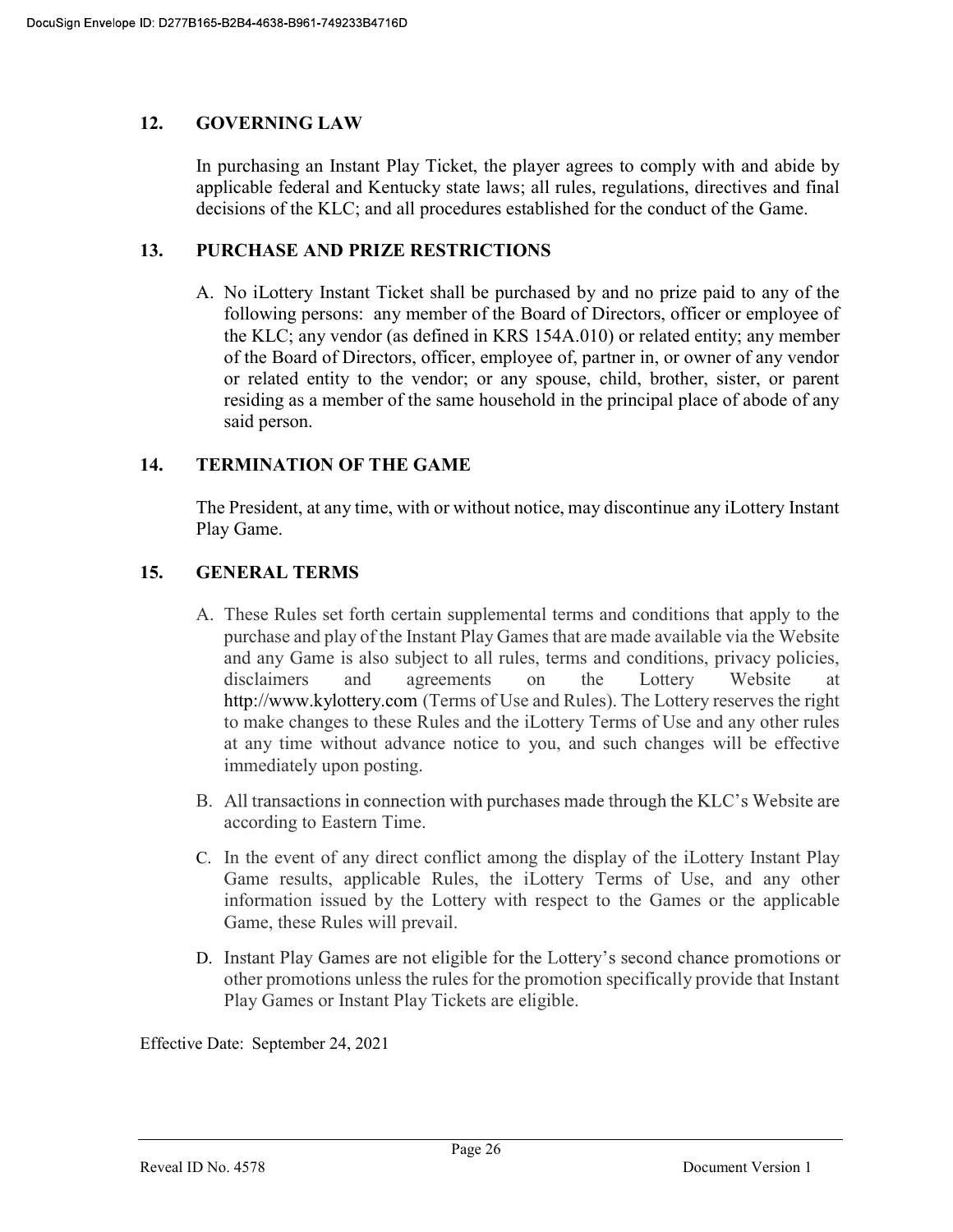## 12. GOVERNING LAW

In purchasing an Instant Play Ticket, the player agrees to comply with and abide by applicable federal and Kentucky state laws; all rules, regulations, directives and final decisions of the KLC; and all procedures established for the conduct of the Game.

## 13. PURCHASE AND PRIZE RESTRICTIONS

A. No iLottery Instant Ticket shall be purchased by and no prize paid to any of the following persons: any member of the Board of Directors, officer or employee of the KLC; any vendor (as defined in KRS 154A.010) or related entity; any member of the Board of Directors, officer, employee of, partner in, or owner of any vendor or related entity to the vendor; or any spouse, child, brother, sister, or parent residing as a member of the same household in the principal place of abode of any said person.

## 14. TERMINATION OF THE GAME

The President, at any time, with or without notice, may discontinue any iLottery Instant Play Game.

## 15. GENERAL TERMS

A. These Rules set forth certain supplemental terms and conditions that apply to the purchase and play of the Instant Play Games that are made available via the Website and any Game is also subject to all rules, terms and conditions, privacy policies, disclaimers and agreements on the Lottery Website at http://www.kylottery.com (Terms of Use and Rules). The Lottery reserves the right to make changes to these Rules and the iLottery Terms of Use and any other rules at any time without advance notice to you, and such changes will be effective immediately upon posting.

B. All transactions in connection with purchases made through the KLC's Website are according to Eastern Time.

C. In the event of any direct conflict among the display of the iLottery Instant Play Game results, applicable Rules, the iLottery Terms of Use, and any other information issued by the Lottery with respect to the Games or the applicable Game, these Rules will prevail.

D. Instant Play Games are not eligible for the Lottery's second chance promotions or other promotions unless the rules for the promotion specifically provide that Instant Play Games or Instant Play Tickets are eligible.

Effective Date: September 24, 2021